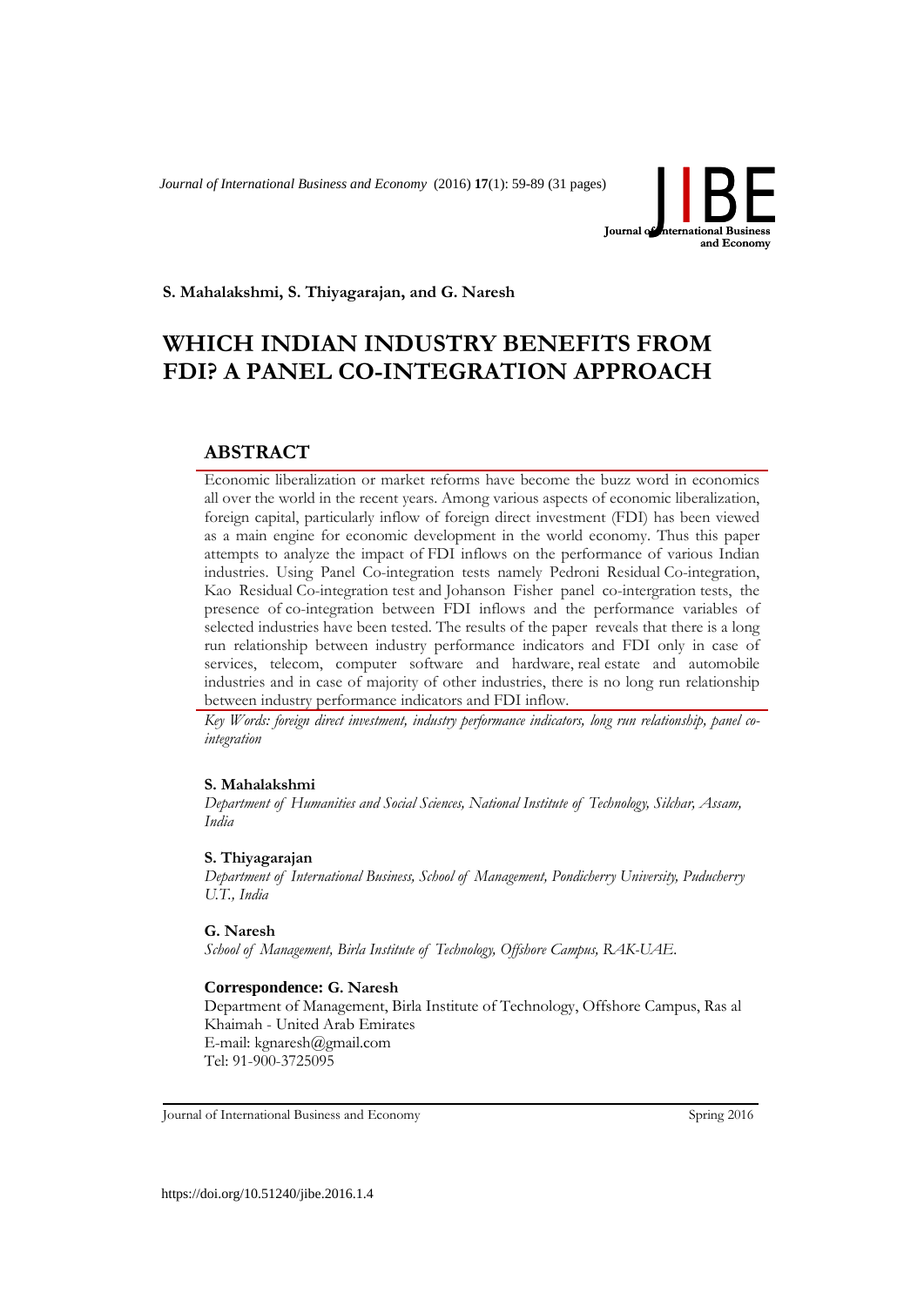**S. Mahalakshmi, S. Thiyagarajan, and G. Naresh**

# WHICH INDIAN INDUSTRY BENEFITS FROM FDI? A PANEL CO-INTEGRATION APPROACH

## ABSTRACT

Economic liberalization or market reforms have become the buzz word in economics all over the world in the recent years. Among various aspects of economic liberalization, foreign capital, particularly inflow of foreign direct investment (FDI) has been viewed as a main engine for economic development in the world economy. Thus this paper attempts to analyze the impact of FDI inflows on the performance of various Indian industries. Using Panel Co-integration tests namely Pedroni Residual Co-integration, Kao Residual Co-integration test and Johanson Fisher panel co-intergration tests, the presence of co-integration between FDI inflows and the performance variables of selected industries have been tested. The results of the paper reveals that there is a long run relationship between industry performance indicators and FDI only in case of services, telecom, computer software and hardware, real estate and automobile industries and in case of majority of other industries, there is no long run relationship between industry performance indicators and FDI inflow.

*Key Words: foreign direct investment, industry performance indicators, long run relationship, panel co-integration*

**S. Mahalakshmi**
*Department of Humanities and Social Sciences, National Institute of Technology, Silchar, Assam, India*

**S. Thiyagarajan**
*Department of International Business, School of Management, Pondicherry University, Puducherry U.T., India*

**G. Naresh**
*School of Management, Birla Institute of Technology, Offshore Campus, RAK-UAE.*

**Correspondence: G. Naresh**
Department of Management, Birla Institute of Technology, Offshore Campus, Ras al Khaimah - United Arab Emirates
E-mail: kgnaresh@gmail.com
Tel: 91-900-3725095

https://doi.org/10.51240/jibe.2016.1.4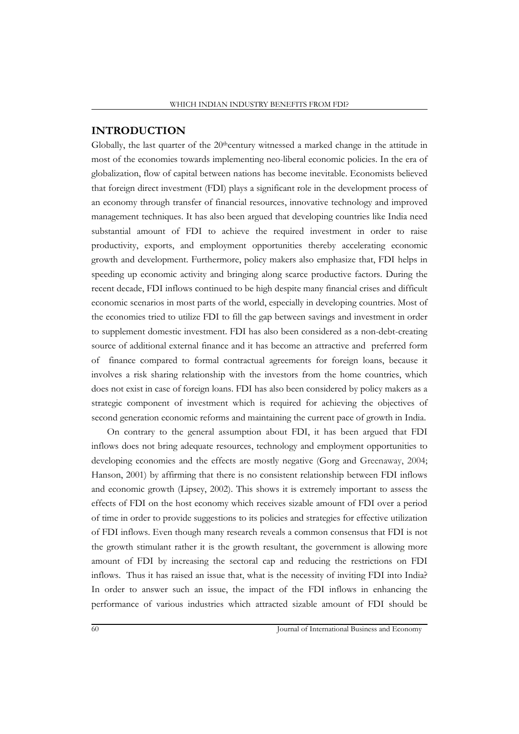## INTRODUCTION

Globally, the last quarter of the 20thcentury witnessed a marked change in the attitude in most of the economies towards implementing neo-liberal economic policies. In the era of globalization, flow of capital between nations has become inevitable. Economists believed that foreign direct investment (FDI) plays a significant role in the development process of an economy through transfer of financial resources, innovative technology and improved management techniques. It has also been argued that developing countries like India need substantial amount of FDI to achieve the required investment in order to raise productivity, exports, and employment opportunities thereby accelerating economic growth and development. Furthermore, policy makers also emphasize that, FDI helps in speeding up economic activity and bringing along scarce productive factors. During the recent decade, FDI inflows continued to be high despite many financial crises and difficult economic scenarios in most parts of the world, especially in developing countries. Most of the economies tried to utilize FDI to fill the gap between savings and investment in order to supplement domestic investment. FDI has also been considered as a non-debt-creating source of additional external finance and it has become an attractive and preferred form of finance compared to formal contractual agreements for foreign loans, because it involves a risk sharing relationship with the investors from the home countries, which does not exist in case of foreign loans. FDI has also been considered by policy makers as a strategic component of investment which is required for achieving the objectives of second generation economic reforms and maintaining the current pace of growth in India.

On contrary to the general assumption about FDI, it has been argued that FDI inflows does not bring adequate resources, technology and employment opportunities to developing economies and the effects are mostly negative (Gorg and Greenaway, 2004; Hanson, 2001) by affirming that there is no consistent relationship between FDI inflows and economic growth (Lipsey, 2002). This shows it is extremely important to assess the effects of FDI on the host economy which receives sizable amount of FDI over a period of time in order to provide suggestions to its policies and strategies for effective utilization of FDI inflows. Even though many research reveals a common consensus that FDI is not the growth stimulant rather it is the growth resultant, the government is allowing more amount of FDI by increasing the sectoral cap and reducing the restrictions on FDI inflows. Thus it has raised an issue that, what is the necessity of inviting FDI into India? In order to answer such an issue, the impact of the FDI inflows in enhancing the performance of various industries which attracted sizable amount of FDI should be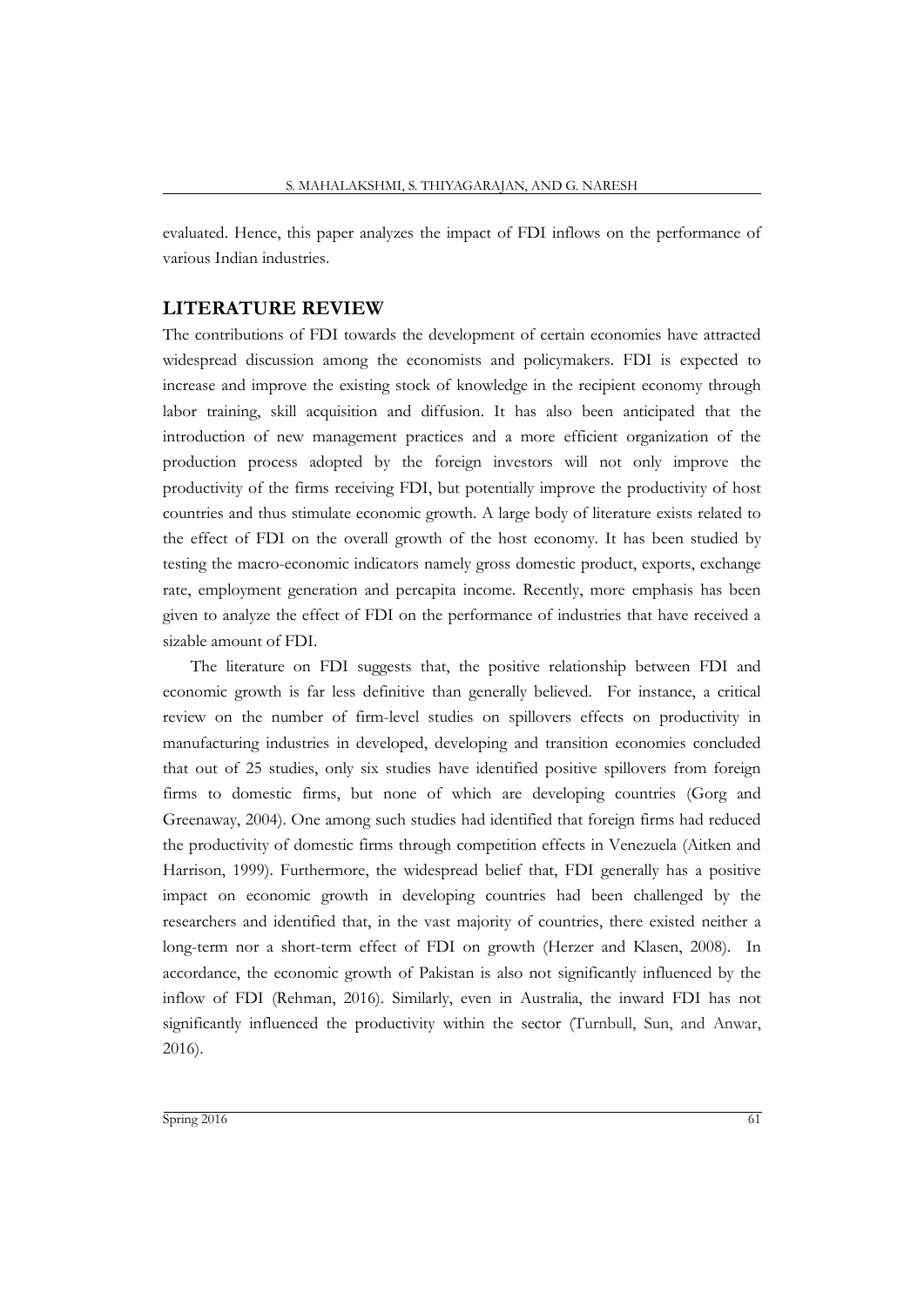evaluated. Hence, this paper analyzes the impact of FDI inflows on the performance of various Indian industries.

## LITERATURE REVIEW

The contributions of FDI towards the development of certain economies have attracted widespread discussion among the economists and policymakers. FDI is expected to increase and improve the existing stock of knowledge in the recipient economy through labor training, skill acquisition and diffusion. It has also been anticipated that the introduction of new management practices and a more efficient organization of the production process adopted by the foreign investors will not only improve the productivity of the firms receiving FDI, but potentially improve the productivity of host countries and thus stimulate economic growth. A large body of literature exists related to the effect of FDI on the overall growth of the host economy. It has been studied by testing the macro-economic indicators namely gross domestic product, exports, exchange rate, employment generation and percapita income. Recently, more emphasis has been given to analyze the effect of FDI on the performance of industries that have received a sizable amount of FDI.

The literature on FDI suggests that, the positive relationship between FDI and economic growth is far less definitive than generally believed. For instance, a critical review on the number of firm-level studies on spillovers effects on productivity in manufacturing industries in developed, developing and transition economies concluded that out of 25 studies, only six studies have identified positive spillovers from foreign firms to domestic firms, but none of which are developing countries (Gorg and Greenaway, 2004). One among such studies had identified that foreign firms had reduced the productivity of domestic firms through competition effects in Venezuela (Aitken and Harrison, 1999). Furthermore, the widespread belief that, FDI generally has a positive impact on economic growth in developing countries had been challenged by the researchers and identified that, in the vast majority of countries, there existed neither a long-term nor a short-term effect of FDI on growth (Herzer and Klasen, 2008). In accordance, the economic growth of Pakistan is also not significantly influenced by the inflow of FDI (Rehman, 2016). Similarly, even in Australia, the inward FDI has not significantly influenced the productivity within the sector (Turnbull, Sun, and Anwar, 2016).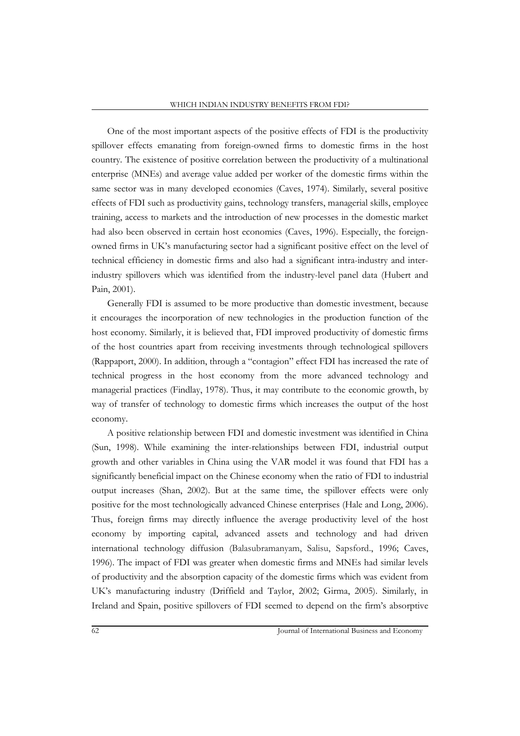One of the most important aspects of the positive effects of FDI is the productivity spillover effects emanating from foreign-owned firms to domestic firms in the host country. The existence of positive correlation between the productivity of a multinational enterprise (MNEs) and average value added per worker of the domestic firms within the same sector was in many developed economies (Caves, 1974). Similarly, several positive effects of FDI such as productivity gains, technology transfers, managerial skills, employee training, access to markets and the introduction of new processes in the domestic market had also been observed in certain host economies (Caves, 1996). Especially, the foreign-owned firms in UK's manufacturing sector had a significant positive effect on the level of technical efficiency in domestic firms and also had a significant intra-industry and inter-industry spillovers which was identified from the industry-level panel data (Hubert and Pain, 2001).

Generally FDI is assumed to be more productive than domestic investment, because it encourages the incorporation of new technologies in the production function of the host economy. Similarly, it is believed that, FDI improved productivity of domestic firms of the host countries apart from receiving investments through technological spillovers (Rappaport, 2000). In addition, through a "contagion" effect FDI has increased the rate of technical progress in the host economy from the more advanced technology and managerial practices (Findlay, 1978). Thus, it may contribute to the economic growth, by way of transfer of technology to domestic firms which increases the output of the host economy.

A positive relationship between FDI and domestic investment was identified in China (Sun, 1998). While examining the inter-relationships between FDI, industrial output growth and other variables in China using the VAR model it was found that FDI has a significantly beneficial impact on the Chinese economy when the ratio of FDI to industrial output increases (Shan, 2002). But at the same time, the spillover effects were only positive for the most technologically advanced Chinese enterprises (Hale and Long, 2006). Thus, foreign firms may directly influence the average productivity level of the host economy by importing capital, advanced assets and technology and had driven international technology diffusion (Balasubramanyam, Salisu, Sapsford., 1996; Caves, 1996). The impact of FDI was greater when domestic firms and MNEs had similar levels of productivity and the absorption capacity of the domestic firms which was evident from UK's manufacturing industry (Driffield and Taylor, 2002; Girma, 2005). Similarly, in Ireland and Spain, positive spillovers of FDI seemed to depend on the firm's absorptive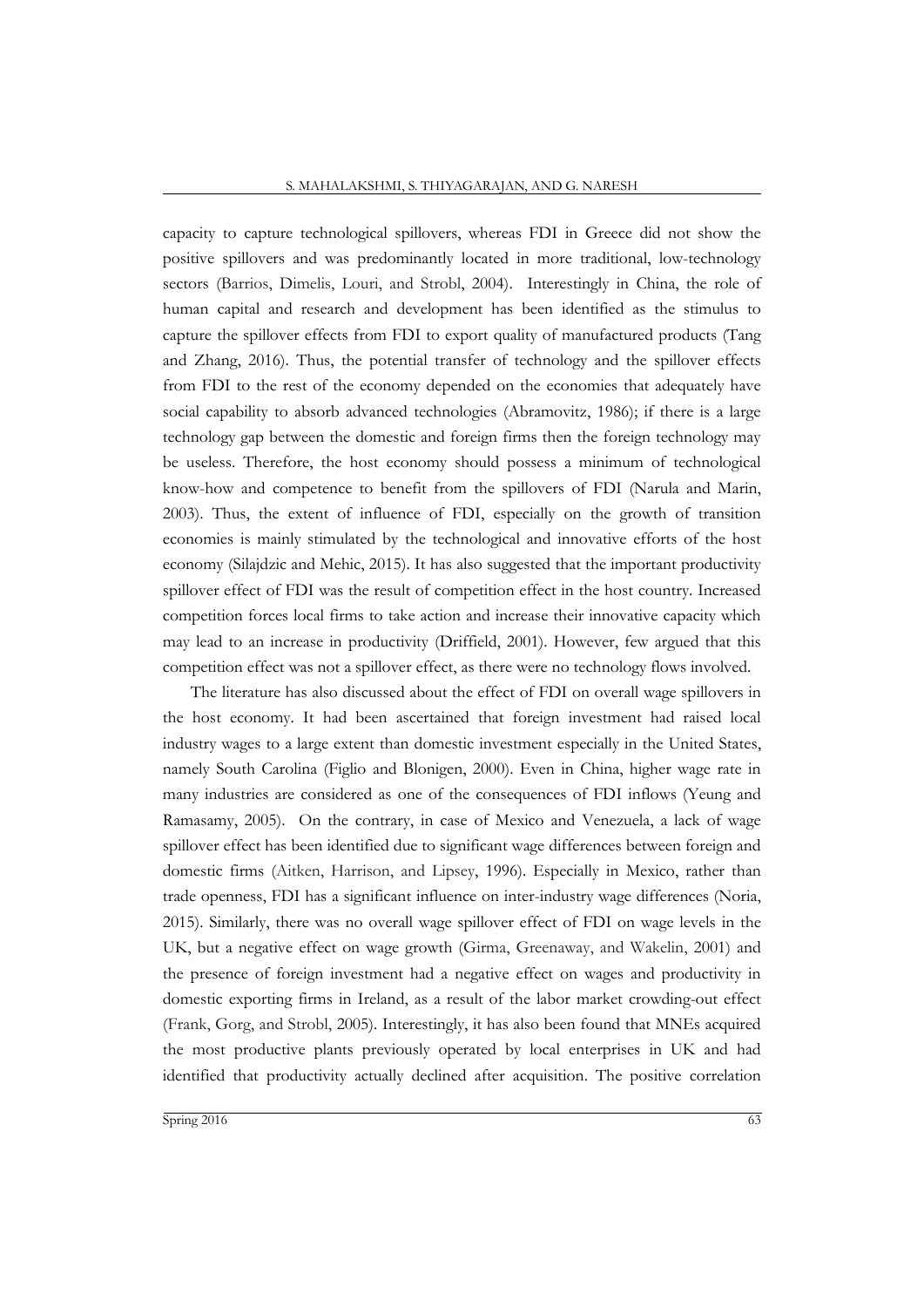capacity to capture technological spillovers, whereas FDI in Greece did not show the positive spillovers and was predominantly located in more traditional, low-technology sectors (Barrios, Dimelis, Louri, and Strobl, 2004). Interestingly in China, the role of human capital and research and development has been identified as the stimulus to capture the spillover effects from FDI to export quality of manufactured products (Tang and Zhang, 2016). Thus, the potential transfer of technology and the spillover effects from FDI to the rest of the economy depended on the economies that adequately have social capability to absorb advanced technologies (Abramovitz, 1986); if there is a large technology gap between the domestic and foreign firms then the foreign technology may be useless. Therefore, the host economy should possess a minimum of technological know-how and competence to benefit from the spillovers of FDI (Narula and Marin, 2003). Thus, the extent of influence of FDI, especially on the growth of transition economies is mainly stimulated by the technological and innovative efforts of the host economy (Silajdzic and Mehic, 2015). It has also suggested that the important productivity spillover effect of FDI was the result of competition effect in the host country. Increased competition forces local firms to take action and increase their innovative capacity which may lead to an increase in productivity (Driffield, 2001). However, few argued that this competition effect was not a spillover effect, as there were no technology flows involved.

The literature has also discussed about the effect of FDI on overall wage spillovers in the host economy. It had been ascertained that foreign investment had raised local industry wages to a large extent than domestic investment especially in the United States, namely South Carolina (Figlio and Blonigen, 2000). Even in China, higher wage rate in many industries are considered as one of the consequences of FDI inflows (Yeung and Ramasamy, 2005). On the contrary, in case of Mexico and Venezuela, a lack of wage spillover effect has been identified due to significant wage differences between foreign and domestic firms (Aitken, Harrison, and Lipsey, 1996). Especially in Mexico, rather than trade openness, FDI has a significant influence on inter-industry wage differences (Noria, 2015). Similarly, there was no overall wage spillover effect of FDI on wage levels in the UK, but a negative effect on wage growth (Girma, Greenaway, and Wakelin, 2001) and the presence of foreign investment had a negative effect on wages and productivity in domestic exporting firms in Ireland, as a result of the labor market crowding-out effect (Frank, Gorg, and Strobl, 2005). Interestingly, it has also been found that MNEs acquired the most productive plants previously operated by local enterprises in UK and had identified that productivity actually declined after acquisition. The positive correlation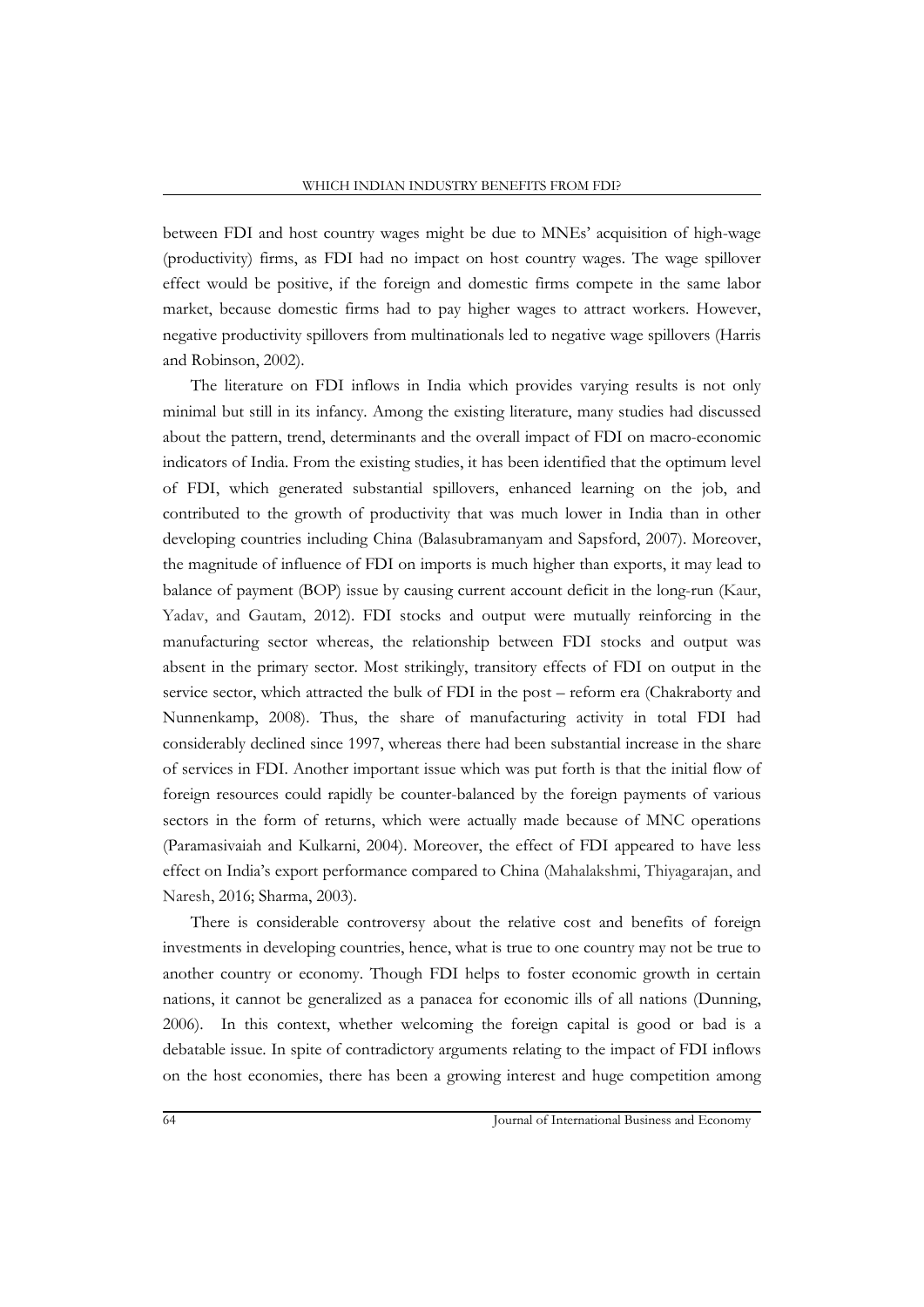between FDI and host country wages might be due to MNEs' acquisition of high-wage (productivity) firms, as FDI had no impact on host country wages. The wage spillover effect would be positive, if the foreign and domestic firms compete in the same labor market, because domestic firms had to pay higher wages to attract workers. However, negative productivity spillovers from multinationals led to negative wage spillovers (Harris and Robinson, 2002).

The literature on FDI inflows in India which provides varying results is not only minimal but still in its infancy. Among the existing literature, many studies had discussed about the pattern, trend, determinants and the overall impact of FDI on macro-economic indicators of India. From the existing studies, it has been identified that the optimum level of FDI, which generated substantial spillovers, enhanced learning on the job, and contributed to the growth of productivity that was much lower in India than in other developing countries including China (Balasubramanyam and Sapsford, 2007). Moreover, the magnitude of influence of FDI on imports is much higher than exports, it may lead to balance of payment (BOP) issue by causing current account deficit in the long-run (Kaur, Yadav, and Gautam, 2012). FDI stocks and output were mutually reinforcing in the manufacturing sector whereas, the relationship between FDI stocks and output was absent in the primary sector. Most strikingly, transitory effects of FDI on output in the service sector, which attracted the bulk of FDI in the post – reform era (Chakraborty and Nunnenkamp, 2008). Thus, the share of manufacturing activity in total FDI had considerably declined since 1997, whereas there had been substantial increase in the share of services in FDI. Another important issue which was put forth is that the initial flow of foreign resources could rapidly be counter-balanced by the foreign payments of various sectors in the form of returns, which were actually made because of MNC operations (Paramasivaiah and Kulkarni, 2004). Moreover, the effect of FDI appeared to have less effect on India's export performance compared to China (Mahalakshmi, Thiyagarajan, and Naresh, 2016; Sharma, 2003).

There is considerable controversy about the relative cost and benefits of foreign investments in developing countries, hence, what is true to one country may not be true to another country or economy. Though FDI helps to foster economic growth in certain nations, it cannot be generalized as a panacea for economic ills of all nations (Dunning, 2006). In this context, whether welcoming the foreign capital is good or bad is a debatable issue. In spite of contradictory arguments relating to the impact of FDI inflows on the host economies, there has been a growing interest and huge competition among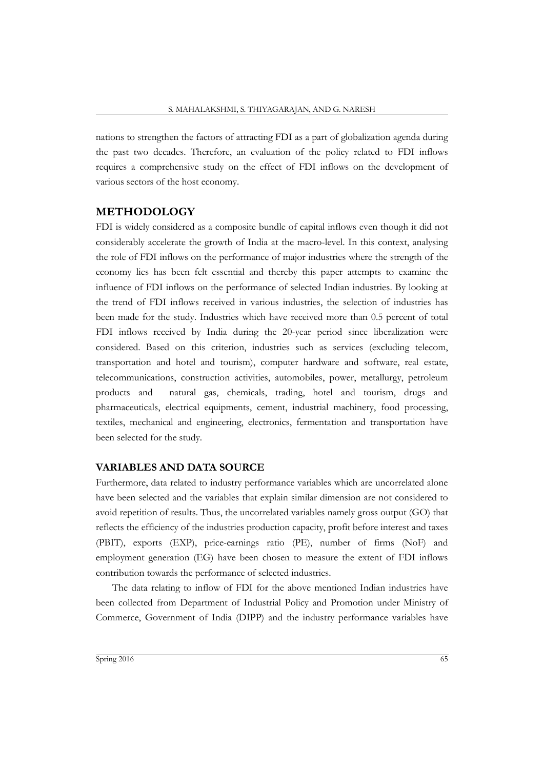nations to strengthen the factors of attracting FDI as a part of globalization agenda during the past two decades. Therefore, an evaluation of the policy related to FDI inflows requires a comprehensive study on the effect of FDI inflows on the development of various sectors of the host economy.

## METHODOLOGY

FDI is widely considered as a composite bundle of capital inflows even though it did not considerably accelerate the growth of India at the macro-level. In this context, analysing the role of FDI inflows on the performance of major industries where the strength of the economy lies has been felt essential and thereby this paper attempts to examine the influence of FDI inflows on the performance of selected Indian industries. By looking at the trend of FDI inflows received in various industries, the selection of industries has been made for the study. Industries which have received more than 0.5 percent of total FDI inflows received by India during the 20-year period since liberalization were considered. Based on this criterion, industries such as services (excluding telecom, transportation and hotel and tourism), computer hardware and software, real estate, telecommunications, construction activities, automobiles, power, metallurgy, petroleum products and natural gas, chemicals, trading, hotel and tourism, drugs and pharmaceuticals, electrical equipments, cement, industrial machinery, food processing, textiles, mechanical and engineering, electronics, fermentation and transportation have been selected for the study.

### VARIABLES AND DATA SOURCE

Furthermore, data related to industry performance variables which are uncorrelated alone have been selected and the variables that explain similar dimension are not considered to avoid repetition of results. Thus, the uncorrelated variables namely gross output (GO) that reflects the efficiency of the industries production capacity, profit before interest and taxes (PBIT), exports (EXP), price-earnings ratio (PE), number of firms (NoF) and employment generation (EG) have been chosen to measure the extent of FDI inflows contribution towards the performance of selected industries.

The data relating to inflow of FDI for the above mentioned Indian industries have been collected from Department of Industrial Policy and Promotion under Ministry of Commerce, Government of India (DIPP) and the industry performance variables have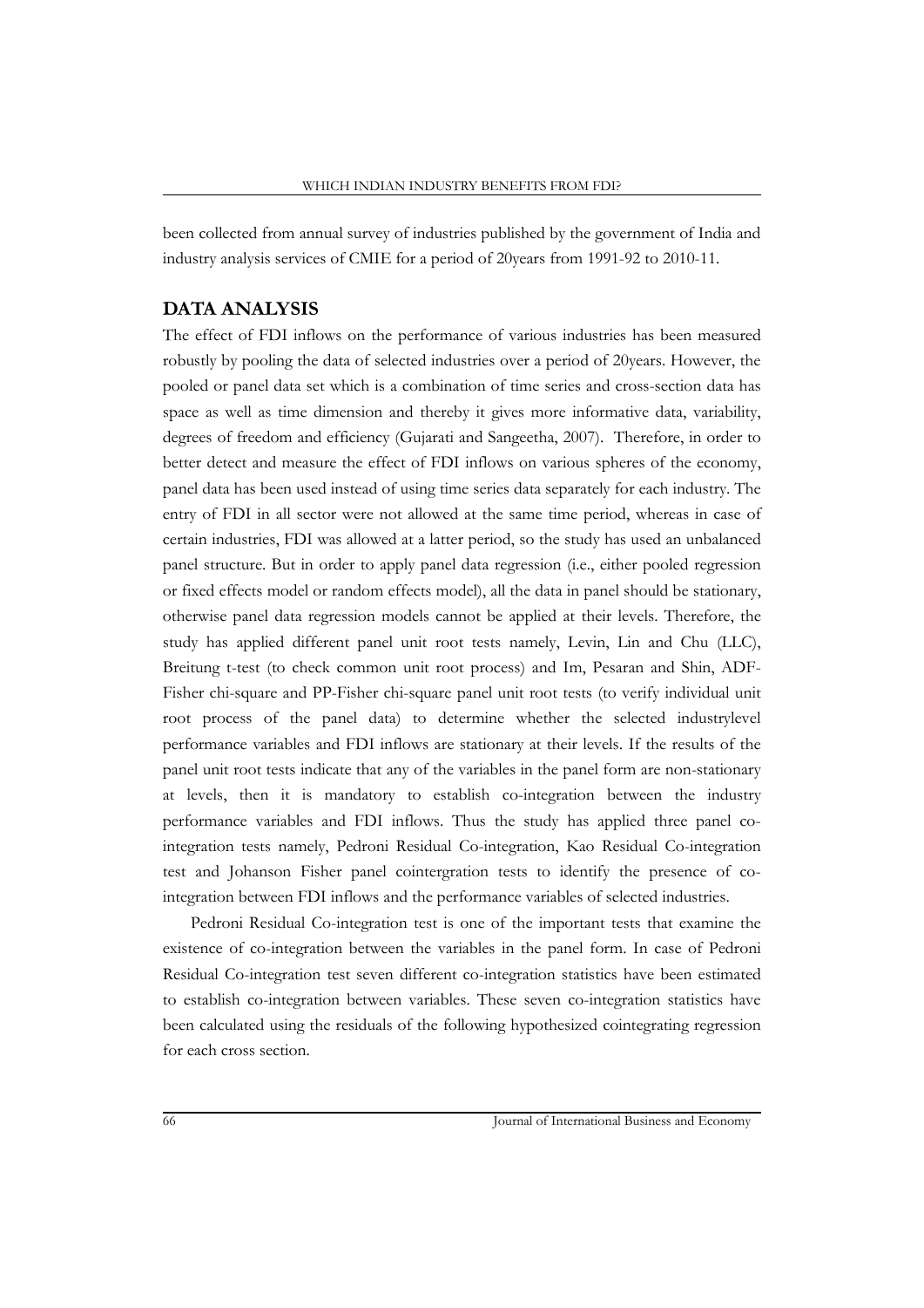been collected from annual survey of industries published by the government of India and industry analysis services of CMIE for a period of 20years from 1991-92 to 2010-11.

## DATA ANALYSIS

The effect of FDI inflows on the performance of various industries has been measured robustly by pooling the data of selected industries over a period of 20years. However, the pooled or panel data set which is a combination of time series and cross-section data has space as well as time dimension and thereby it gives more informative data, variability, degrees of freedom and efficiency (Gujarati and Sangeetha, 2007). Therefore, in order to better detect and measure the effect of FDI inflows on various spheres of the economy, panel data has been used instead of using time series data separately for each industry. The entry of FDI in all sector were not allowed at the same time period, whereas in case of certain industries, FDI was allowed at a latter period, so the study has used an unbalanced panel structure. But in order to apply panel data regression (i.e., either pooled regression or fixed effects model or random effects model), all the data in panel should be stationary, otherwise panel data regression models cannot be applied at their levels. Therefore, the study has applied different panel unit root tests namely, Levin, Lin and Chu (LLC), Breitung t-test (to check common unit root process) and Im, Pesaran and Shin, ADF-Fisher chi-square and PP-Fisher chi-square panel unit root tests (to verify individual unit root process of the panel data) to determine whether the selected industrylevel performance variables and FDI inflows are stationary at their levels. If the results of the panel unit root tests indicate that any of the variables in the panel form are non-stationary at levels, then it is mandatory to establish co-integration between the industry performance variables and FDI inflows. Thus the study has applied three panel co-integration tests namely, Pedroni Residual Co-integration, Kao Residual Co-integration test and Johanson Fisher panel cointergration tests to identify the presence of co-integration between FDI inflows and the performance variables of selected industries.

Pedroni Residual Co-integration test is one of the important tests that examine the existence of co-integration between the variables in the panel form. In case of Pedroni Residual Co-integration test seven different co-integration statistics have been estimated to establish co-integration between variables. These seven co-integration statistics have been calculated using the residuals of the following hypothesized cointegrating regression for each cross section.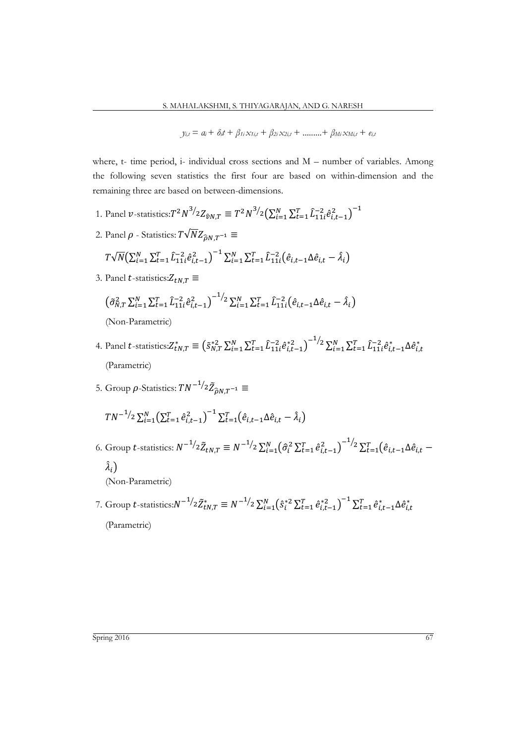$$y_{i,t} = a_i + \delta_i t + \beta_{1i} x_{1i,t} + \beta_{2i} x_{2i,t} + \ldots\ldots\ldots + \beta_{Mi} x_{Mi,t} + e_{i,t}$$

where, t- time period, i- individual cross sections and M – number of variables. Among the following seven statistics the first four are based on within-dimension and the remaining three are based on between-dimensions.

1. Panel $v$-statistics: $T^2 N^{3/2} Z_{\hat{v}N,T} \equiv T^2 N^{3/2} \left( \sum_{i=1}^{N} \sum_{t=1}^{T} \hat{L}_{11i}^{-2} \hat{e}_{i,t-1}^2 \right)^{-1}$

2. Panel $\rho$ - Statistics: $T\sqrt{N} Z_{\hat{\rho}N,T^{-1}} \equiv$

   $T\sqrt{N} \left( \sum_{i=1}^{N} \sum_{t=1}^{T} \hat{L}_{11i}^{-2} \hat{e}_{i,t-1}^2 \right)^{-1} \sum_{i=1}^{N} \sum_{t=1}^{T} \hat{L}_{11i}^{-2} \left( \hat{e}_{i,t-1} \Delta \hat{e}_{i,t} - \hat{\lambda}_i \right)$

3. Panel $t$-statistics: $Z_{tN,T} \equiv$

   $\left( \tilde{\sigma}_{N,T}^2 \sum_{i=1}^{N} \sum_{t=1}^{T} \hat{L}_{11i}^{-2} \hat{e}_{i,t-1}^2 \right)^{-1/2} \sum_{i=1}^{N} \sum_{t=1}^{T} \hat{L}_{11i}^{-2} \left( \hat{e}_{i,t-1} \Delta \hat{e}_{i,t} - \hat{\lambda}_i \right)$

   (Non-Parametric)

4. Panel $t$-statistics: $Z_{tN,T}^{*} \equiv \left( \tilde{s}_{N,T}^{*2} \sum_{i=1}^{N} \sum_{t=1}^{T} \hat{L}_{11i}^{-2} \hat{e}_{i,t-1}^{*2} \right)^{-1/2} \sum_{i=1}^{N} \sum_{t=1}^{T} \hat{L}_{11i}^{-2} \hat{e}_{i,t-1}^{*} \Delta \hat{e}_{i,t}^{*}$

   (Parametric)

5. Group $\rho$-Statistics: $TN^{-1/2} \tilde{Z}_{\hat{\rho}N,T^{-1}} \equiv$

   $TN^{-1/2} \sum_{i=1}^{N} \left( \sum_{t=1}^{T} \hat{e}_{i,t-1}^2 \right)^{-1} \sum_{t=1}^{T} \left( \hat{e}_{i,t-1} \Delta \hat{e}_{i,t} - \hat{\lambda}_i \right)$

6. Group $t$-statistics: $N^{-1/2} \tilde{Z}_{tN,T} \equiv N^{-1/2} \sum_{i=1}^{N} \left( \hat{\sigma}_i^2 \sum_{t=1}^{T} \hat{e}_{i,t-1}^2 \right)^{-1/2} \sum_{t=1}^{T} \left( \hat{e}_{i,t-1} \Delta \hat{e}_{i,t} - \hat{\lambda}_i \right)$

   (Non-Parametric)

7. Group $t$-statistics: $N^{-1/2} \tilde{Z}_{tN,T}^{*} \equiv N^{-1/2} \sum_{i=1}^{N} \left( \hat{s}_i^{*2} \sum_{t=1}^{T} \hat{e}_{i,t-1}^{*2} \right)^{-1} \sum_{t=1}^{T} \hat{e}_{i,t-1}^{*} \Delta \hat{e}_{i,t}^{*}$

   (Parametric)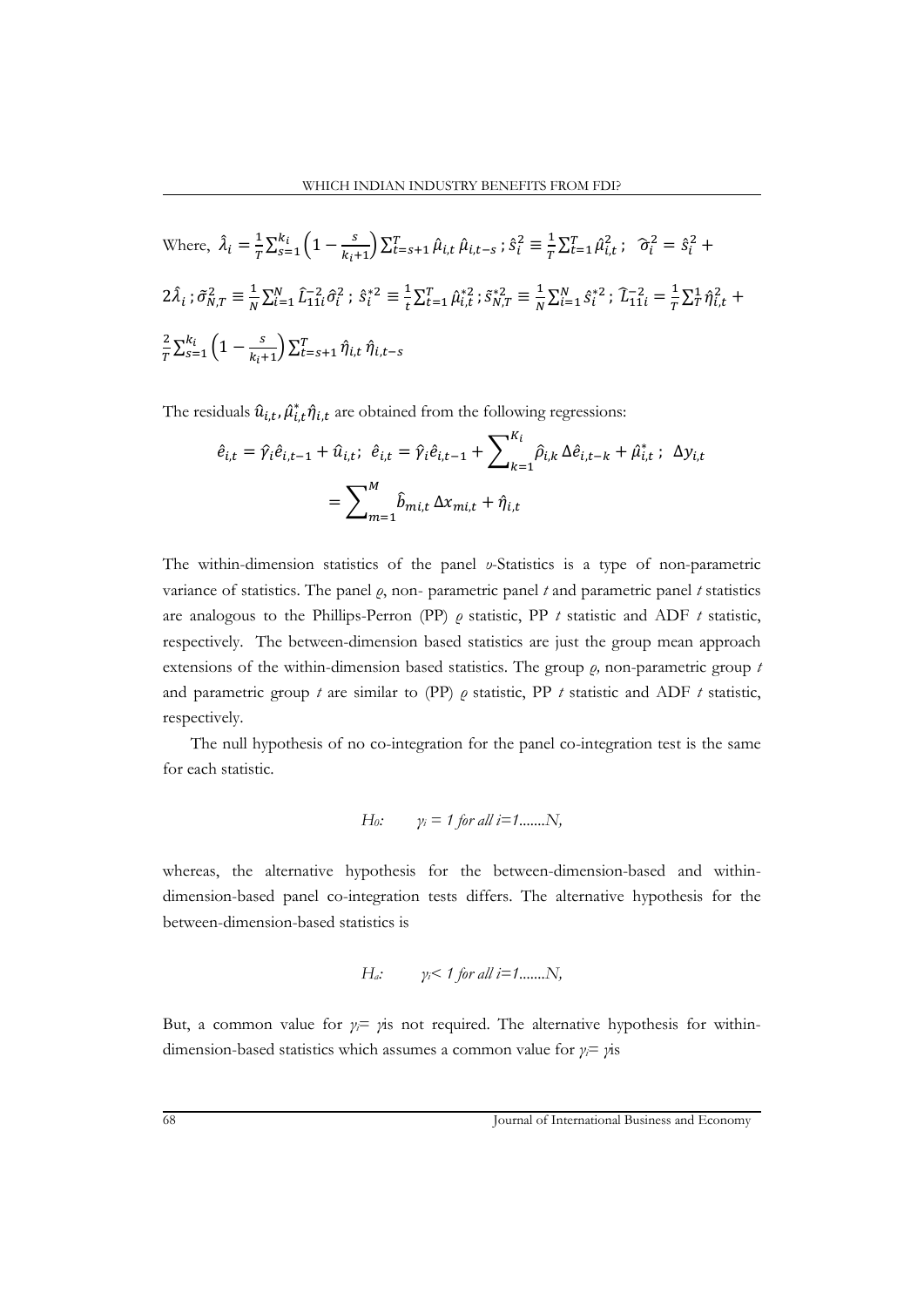Where, $\hat{\lambda}_i = \frac{1}{T}\sum_{s=1}^{k_i}\left(1 - \frac{s}{k_i+1}\right)\sum_{t=s+1}^{T}\hat{\mu}_{i,t}\,\hat{\mu}_{i,t-s}$ ; $\hat{s}_i^2 \equiv \frac{1}{T}\sum_{t=1}^{T}\hat{\mu}_{i,t}^2$ ; $\hat{\sigma}_i^2 = \hat{s}_i^2 + 2\hat{\lambda}_i$ ; $\tilde{\sigma}_{N,T}^2 \equiv \frac{1}{N}\sum_{i=1}^{N}\hat{L}_{11i}^{-2}\hat{\sigma}_i^2$ ; $\hat{s}_i^{*2} \equiv \frac{1}{t}\sum_{t=1}^{T}\hat{\mu}_{i,t}^{*2}$ ; $\tilde{s}_{N,T}^{*2} \equiv \frac{1}{N}\sum_{i=1}^{N}\hat{s}_i^{*2}$ ; $\hat{L}_{11i}^{-2} = \frac{1}{T}\sum_{T}^{1}\hat{\eta}_{i,t}^2 + \frac{2}{T}\sum_{s=1}^{k_i}\left(1 - \frac{s}{k_i+1}\right)\sum_{t=s+1}^{T}\hat{\eta}_{i,t}\,\hat{\eta}_{i,t-s}$

The residuals $\hat{u}_{i,t}, \hat{\mu}_{i,t}^{*}\hat{\eta}_{i,t}$ are obtained from the following regressions:

$$\hat{e}_{i,t} = \hat{\gamma}_i\hat{e}_{i,t-1} + \hat{u}_{i,t};\ \ \hat{e}_{i,t} = \hat{\gamma}_i\hat{e}_{i,t-1} + \sum_{k=1}^{K_i}\hat{\rho}_{i,k}\,\Delta\hat{e}_{i,t-k} + \hat{\mu}_{i,t}^{*}\ ;\ \ \Delta y_{i,t} = \sum_{m=1}^{M}\hat{b}_{mi,t}\,\Delta x_{mi,t} + \hat{\eta}_{i,t}$$

The within-dimension statistics of the panel *υ*-Statistics is a type of non-parametric variance of statistics. The panel *ρ*, non- parametric panel *t* and parametric panel *t* statistics are analogous to the Phillips-Perron (PP) *ρ* statistic, PP *t* statistic and ADF *t* statistic, respectively. The between-dimension based statistics are just the group mean approach extensions of the within-dimension based statistics. The group *ρ*, non-parametric group *t* and parametric group *t* are similar to (PP) *ρ* statistic, PP *t* statistic and ADF *t* statistic, respectively.

The null hypothesis of no co-integration for the panel co-integration test is the same for each statistic.

$$H_0:\quad \gamma_i = 1 \text{ for all } i=1.......N,$$

whereas, the alternative hypothesis for the between-dimension-based and within-dimension-based panel co-integration tests differs. The alternative hypothesis for the between-dimension-based statistics is

$$H_a:\quad \gamma_i < 1 \text{ for all } i=1.......N,$$

But, a common value for $\gamma_i = \gamma$ is not required. The alternative hypothesis for within-dimension-based statistics which assumes a common value for $\gamma_i = \gamma$ is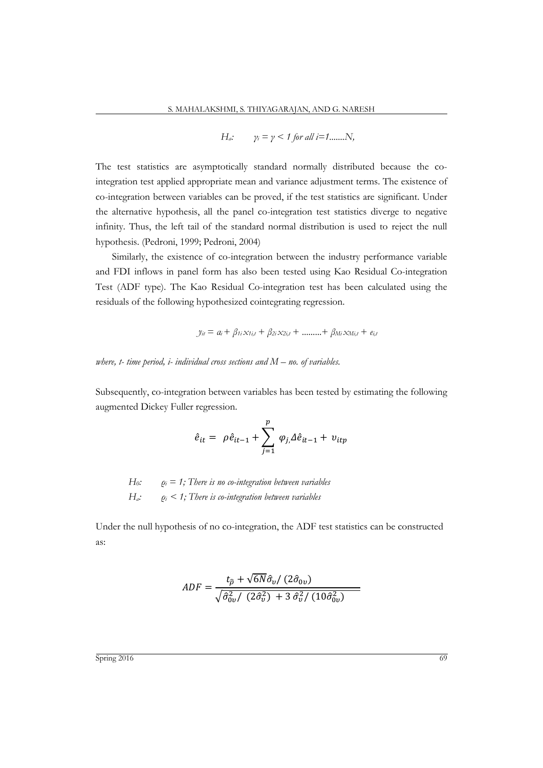$H_a$: $\gamma_i = \gamma < 1$ *for all i=1.......N,*

The test statistics are asymptotically standard normally distributed because the co-integration test applied appropriate mean and variance adjustment terms. The existence of co-integration between variables can be proved, if the test statistics are significant. Under the alternative hypothesis, all the panel co-integration test statistics diverge to negative infinity. Thus, the left tail of the standard normal distribution is used to reject the null hypothesis. (Pedroni, 1999; Pedroni, 2004)

Similarly, the existence of co-integration between the industry performance variable and FDI inflows in panel form has also been tested using Kao Residual Co-integration Test (ADF type). The Kao Residual Co-integration test has been calculated using the residuals of the following hypothesized cointegrating regression.

$$y_{it} = a_i + \beta_{1i} x_{1i,t} + \beta_{2i} x_{2i,t} + \ldots\ldots\ldots + \beta_{Mi} x_{Mi,t} + e_{i,t}$$

*where, t- time period, i- individual cross sections and M – no. of variables.*

Subsequently, co-integration between variables has been tested by estimating the following augmented Dickey Fuller regression.

$$\hat{e}_{it} = \rho \hat{e}_{it-1} + \sum_{j=1}^{p} \varphi_{j,} \Delta \hat{e}_{it-1} + v_{itp}$$

$H_0$: $\rho_i = 1$; *There is no co-integration between variables*

$H_a$: $\rho_i < 1$; *There is co-integration between variables*

Under the null hypothesis of no co-integration, the ADF test statistics can be constructed as:

$$ADF = \frac{t_{\hat{\rho}} + \sqrt{6N}\hat{\sigma}_v / (2\hat{\sigma}_{0v})}{\sqrt{\hat{\sigma}_{0v}^2 / (2\hat{\sigma}_v^2) + 3\,\hat{\sigma}_v^2 / (10\hat{\sigma}_{0v}^2)}}$$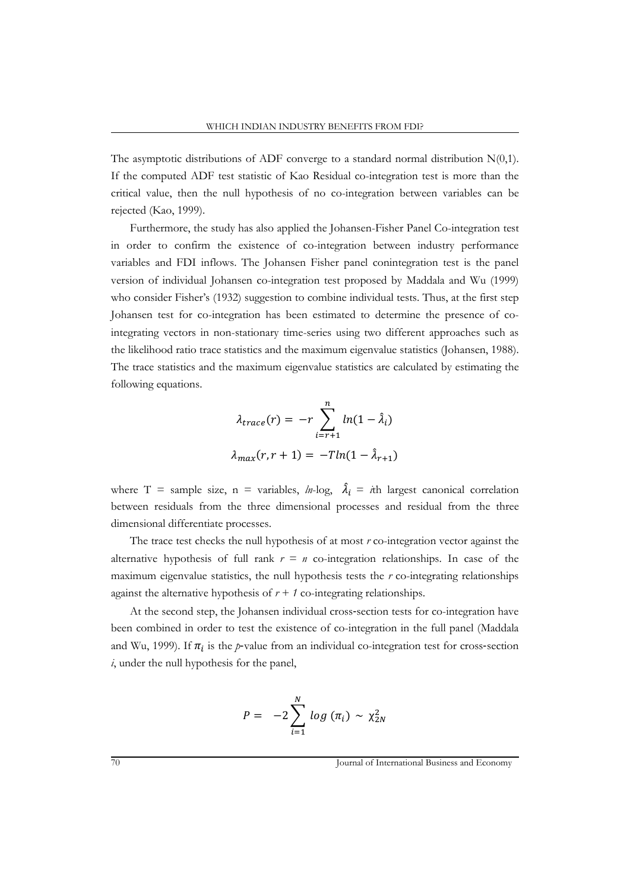The asymptotic distributions of ADF converge to a standard normal distribution N(0,1). If the computed ADF test statistic of Kao Residual co-integration test is more than the critical value, then the null hypothesis of no co-integration between variables can be rejected (Kao, 1999).

Furthermore, the study has also applied the Johansen-Fisher Panel Co-integration test in order to confirm the existence of co-integration between industry performance variables and FDI inflows. The Johansen Fisher panel conintegration test is the panel version of individual Johansen co-integration test proposed by Maddala and Wu (1999) who consider Fisher's (1932) suggestion to combine individual tests. Thus, at the first step Johansen test for co-integration has been estimated to determine the presence of co-integrating vectors in non-stationary time-series using two different approaches such as the likelihood ratio trace statistics and the maximum eigenvalue statistics (Johansen, 1988). The trace statistics and the maximum eigenvalue statistics are calculated by estimating the following equations.

$$\lambda_{trace}(r) = -r \sum_{i=r+1}^{n} ln(1 - \hat{\lambda}_i)$$

$$\lambda_{max}(r, r+1) = -T ln(1 - \hat{\lambda}_{r+1})$$

where T = sample size, n = variables, *ln*-log, $\hat{\lambda}_i$ = *i*th largest canonical correlation between residuals from the three dimensional processes and residual from the three dimensional differentiate processes.

The trace test checks the null hypothesis of at most *r* co-integration vector against the alternative hypothesis of full rank $r = n$ co-integration relationships. In case of the maximum eigenvalue statistics, the null hypothesis tests the *r* co-integrating relationships against the alternative hypothesis of $r + 1$ co-integrating relationships.

At the second step, the Johansen individual cross-section tests for co-integration have been combined in order to test the existence of co-integration in the full panel (Maddala and Wu, 1999). If $\pi_i$ is the *p*-value from an individual co-integration test for cross-section *i*, under the null hypothesis for the panel,

$$P = -2 \sum_{i=1}^{N} log\ (\pi_i) \sim \chi^2_{2N}$$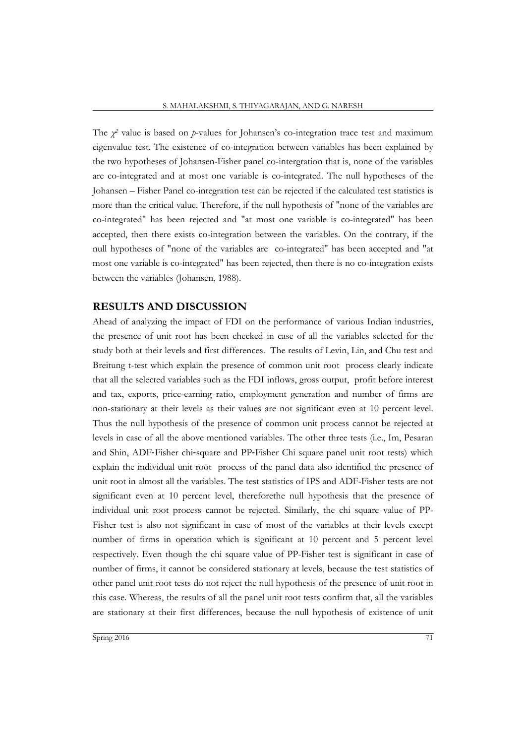The $\chi^2$ value is based on *p*-values for Johansen's co-integration trace test and maximum eigenvalue test. The existence of co-integration between variables has been explained by the two hypotheses of Johansen-Fisher panel co-intergration that is, none of the variables are co-integrated and at most one variable is co-integrated. The null hypotheses of the Johansen – Fisher Panel co-integration test can be rejected if the calculated test statistics is more than the critical value. Therefore, if the null hypothesis of "none of the variables are co-integrated" has been rejected and "at most one variable is co-integrated" has been accepted, then there exists co-integration between the variables. On the contrary, if the null hypotheses of "none of the variables are co-integrated" has been accepted and "at most one variable is co-integrated" has been rejected, then there is no co-integration exists between the variables (Johansen, 1988).

## RESULTS AND DISCUSSION

Ahead of analyzing the impact of FDI on the performance of various Indian industries, the presence of unit root has been checked in case of all the variables selected for the study both at their levels and first differences. The results of Levin, Lin, and Chu test and Breitung t-test which explain the presence of common unit root process clearly indicate that all the selected variables such as the FDI inflows, gross output, profit before interest and tax, exports, price-earning ratio, employment generation and number of firms are non-stationary at their levels as their values are not significant even at 10 percent level. Thus the null hypothesis of the presence of common unit process cannot be rejected at levels in case of all the above mentioned variables. The other three tests (i.e., Im, Pesaran and Shin, ADF-Fisher chi-square and PP-Fisher Chi square panel unit root tests) which explain the individual unit root process of the panel data also identified the presence of unit root in almost all the variables. The test statistics of IPS and ADF-Fisher tests are not significant even at 10 percent level, thereforethe null hypothesis that the presence of individual unit root process cannot be rejected. Similarly, the chi square value of PP-Fisher test is also not significant in case of most of the variables at their levels except number of firms in operation which is significant at 10 percent and 5 percent level respectively. Even though the chi square value of PP-Fisher test is significant in case of number of firms, it cannot be considered stationary at levels, because the test statistics of other panel unit root tests do not reject the null hypothesis of the presence of unit root in this case. Whereas, the results of all the panel unit root tests confirm that, all the variables are stationary at their first differences, because the null hypothesis of existence of unit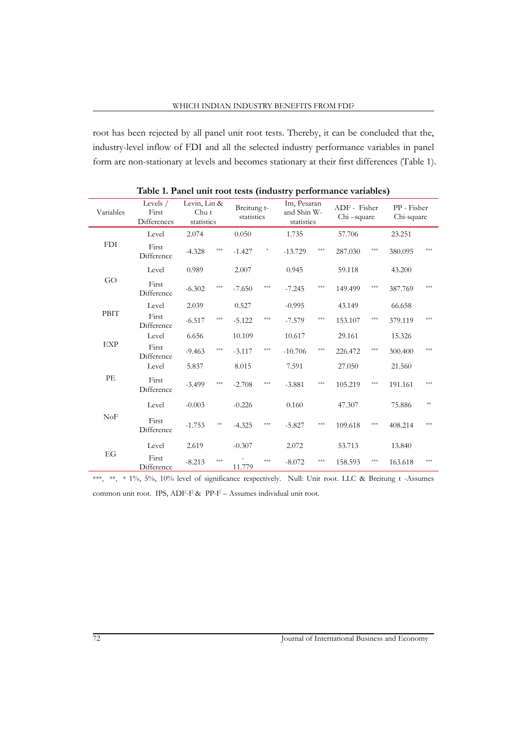root has been rejected by all panel unit root tests. Thereby, it can be concluded that the, industry-level inflow of FDI and all the selected industry performance variables in panel form are non-stationary at levels and becomes stationary at their first differences (Table 1).

**Table 1. Panel unit root tests (industry performance variables)**

| Variables | Levels / First Differences | Levin, Lin & Chu t statistics | | Breitung t-statistics | | Im, Pesaran and Shin W-statistics | | ADF - Fisher Chi –square | | PP - Fisher Chi-square | |
|---|---|---|---|---|---|---|---|---|---|---|---|
| FDI | Level | 2.074 | | 0.050 | | 1.735 | | 57.706 | | 23.251 | |
| | First Difference | -4.328 | *** | -1.427 | * | -13.729 | *** | 287.030 | *** | 380.095 | *** |
| GO | Level | 0.989 | | 2.007 | | 0.945 | | 59.118 | | 43.200 | |
| | First Difference | -6.302 | *** | -7.650 | *** | -7.245 | *** | 149.499 | *** | 387.769 | *** |
| PBIT | Level | 2.039 | | 0.527 | | -0.995 | | 43.149 | | 66.658 | |
| | First Difference | -6.517 | *** | -5.122 | *** | -7.579 | *** | 153.107 | *** | 379.119 | *** |
| EXP | Level | 6.656 | | 10.109 | | 10.617 | | 29.161 | | 15.326 | |
| | First Difference | -9.463 | *** | -3.117 | *** | -10.706 | *** | 226.472 | *** | 300.400 | *** |
| PE | Level | 5.837 | | 8.015 | | 7.591 | | 27.050 | | 21.560 | |
| | First Difference | -3.499 | *** | -2.708 | *** | -3.881 | *** | 105.219 | *** | 191.161 | *** |
| NoF | Level | -0.003 | | -0.226 | | 0.160 | | 47.307 | | 75.886 | ** |
| | First Difference | -1.753 | ** | -4.325 | *** | -5.827 | *** | 109.618 | *** | 408.214 | *** |
| EG | Level | 2.619 | | -0.307 | | 2.072 | | 53.713 | | 13.840 | |
| | First Difference | -8.213 | *** | -11.779 | *** | -8.072 | *** | 158.593 | *** | 163.618 | *** |

***, **, * 1%, 5%, 10% level of significance respectively. Null: Unit root. LLC & Breitung t -Assumes common unit root. IPS, ADF-F & PP-F – Assumes individual unit root.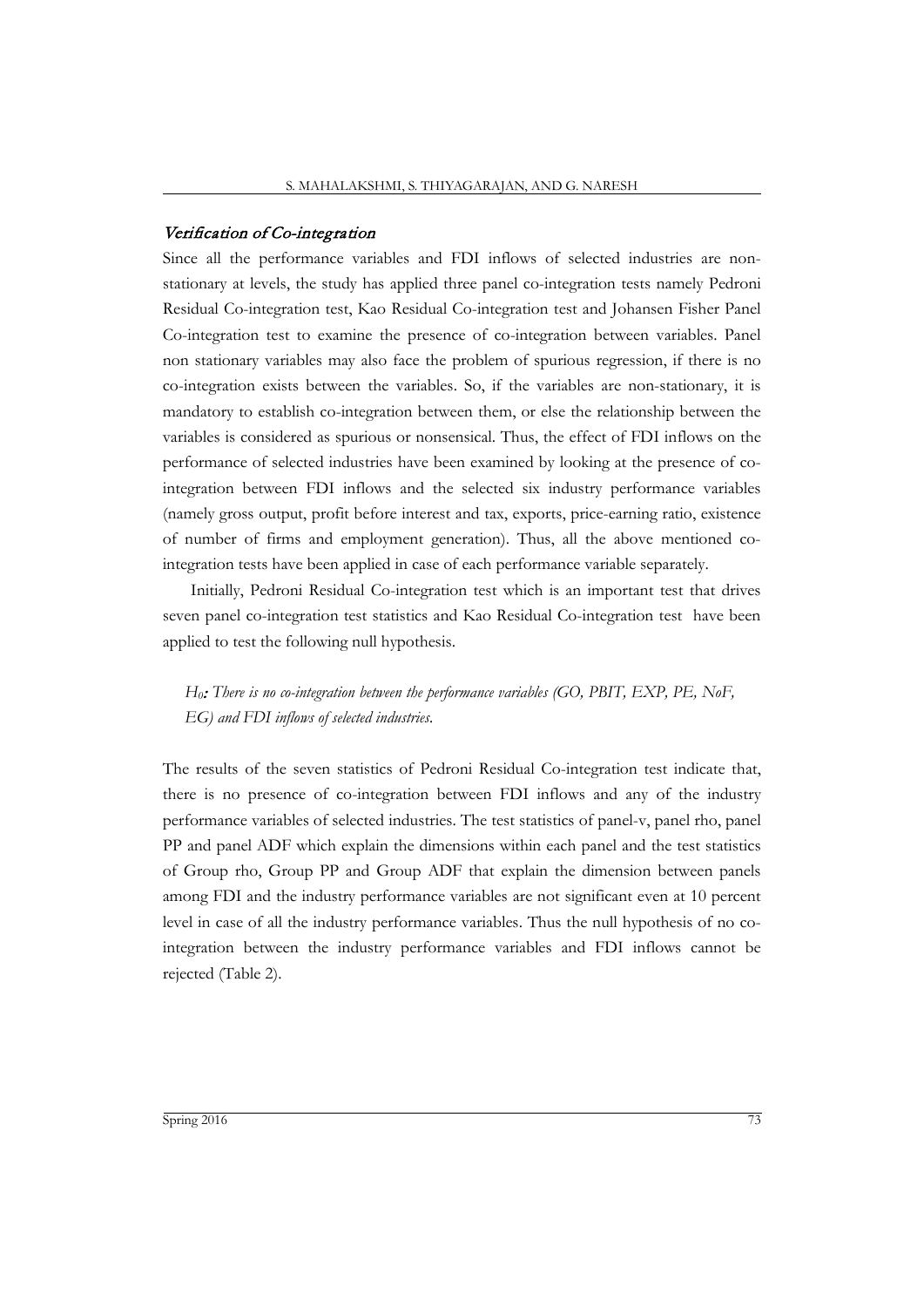### *Verification of Co-integration*

Since all the performance variables and FDI inflows of selected industries are non-stationary at levels, the study has applied three panel co-integration tests namely Pedroni Residual Co-integration test, Kao Residual Co-integration test and Johansen Fisher Panel Co-integration test to examine the presence of co-integration between variables. Panel non stationary variables may also face the problem of spurious regression, if there is no co-integration exists between the variables. So, if the variables are non-stationary, it is mandatory to establish co-integration between them, or else the relationship between the variables is considered as spurious or nonsensical. Thus, the effect of FDI inflows on the performance of selected industries have been examined by looking at the presence of co-integration between FDI inflows and the selected six industry performance variables (namely gross output, profit before interest and tax, exports, price-earning ratio, existence of number of firms and employment generation). Thus, all the above mentioned co-integration tests have been applied in case of each performance variable separately.

Initially, Pedroni Residual Co-integration test which is an important test that drives seven panel co-integration test statistics and Kao Residual Co-integration test have been applied to test the following null hypothesis.

> ***$H_0$:*** *There is no co-integration between the performance variables (GO, PBIT, EXP, PE, NoF, EG) and FDI inflows of selected industries.*

The results of the seven statistics of Pedroni Residual Co-integration test indicate that, there is no presence of co-integration between FDI inflows and any of the industry performance variables of selected industries. The test statistics of panel-v, panel rho, panel PP and panel ADF which explain the dimensions within each panel and the test statistics of Group rho, Group PP and Group ADF that explain the dimension between panels among FDI and the industry performance variables are not significant even at 10 percent level in case of all the industry performance variables. Thus the null hypothesis of no co-integration between the industry performance variables and FDI inflows cannot be rejected (Table 2).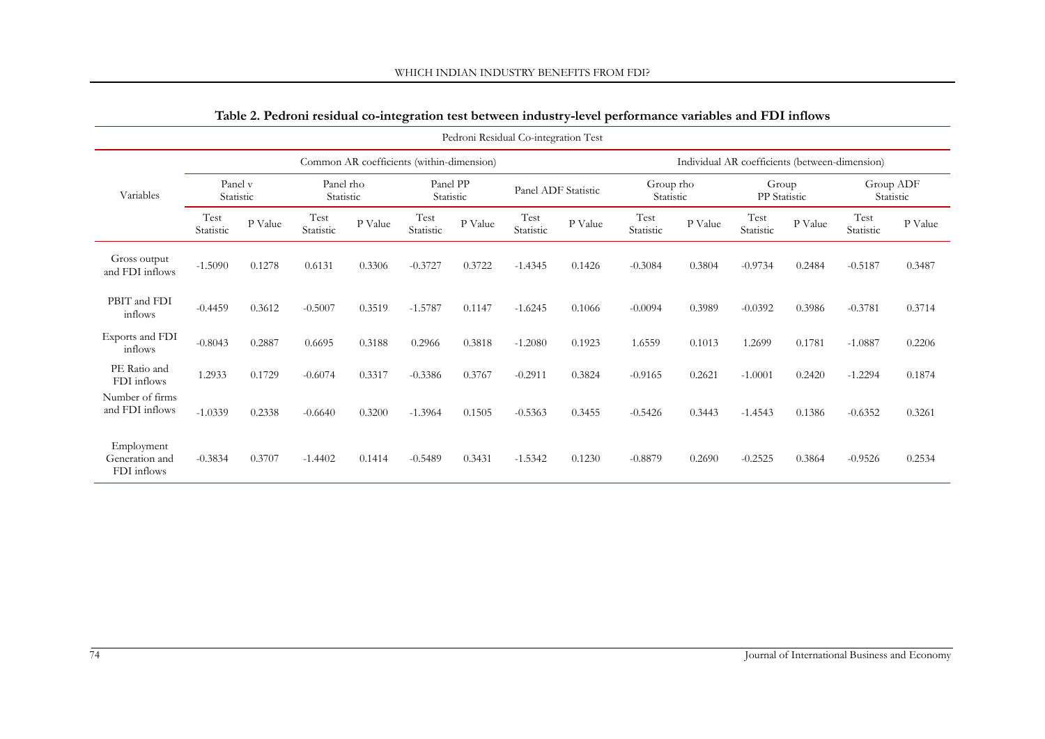**Table 2. Pedroni residual co-integration test between industry-level performance variables and FDI inflows**

| Variables | Pedroni Residual Co-integration Test | | | | | | | | | | | | | |
|---|---|---|---|---|---|---|---|---|---|---|---|---|---|---|
| | Common AR coefficients (within-dimension) | | | | | | | | Individual AR coefficients (between-dimension) | | | | | |
| | Panel v Statistic | | Panel rho Statistic | | Panel PP Statistic | | Panel ADF Statistic | | Group rho Statistic | | Group PP Statistic | | Group ADF Statistic | |
| | Test Statistic | P Value | Test Statistic | P Value | Test Statistic | P Value | Test Statistic | P Value | Test Statistic | P Value | Test Statistic | P Value | Test Statistic | P Value |
| Gross output and FDI inflows | -1.5090 | 0.1278 | 0.6131 | 0.3306 | -0.3727 | 0.3722 | -1.4345 | 0.1426 | -0.3084 | 0.3804 | -0.9734 | 0.2484 | -0.5187 | 0.3487 |
| PBIT and FDI inflows | -0.4459 | 0.3612 | -0.5007 | 0.3519 | -1.5787 | 0.1147 | -1.6245 | 0.1066 | -0.0094 | 0.3989 | -0.0392 | 0.3986 | -0.3781 | 0.3714 |
| Exports and FDI inflows | -0.8043 | 0.2887 | 0.6695 | 0.3188 | 0.2966 | 0.3818 | -1.2080 | 0.1923 | 1.6559 | 0.1013 | 1.2699 | 0.1781 | -1.0887 | 0.2206 |
| PE Ratio and FDI inflows | 1.2933 | 0.1729 | -0.6074 | 0.3317 | -0.3386 | 0.3767 | -0.2911 | 0.3824 | -0.9165 | 0.2621 | -1.0001 | 0.2420 | -1.2294 | 0.1874 |
| Number of firms and FDI inflows | -1.0339 | 0.2338 | -0.6640 | 0.3200 | -1.3964 | 0.1505 | -0.5363 | 0.3455 | -0.5426 | 0.3443 | -1.4543 | 0.1386 | -0.6352 | 0.3261 |
| Employment Generation and FDI inflows | -0.3834 | 0.3707 | -1.4402 | 0.1414 | -0.5489 | 0.3431 | -1.5342 | 0.1230 | -0.8879 | 0.2690 | -0.2525 | 0.3864 | -0.9526 | 0.2534 |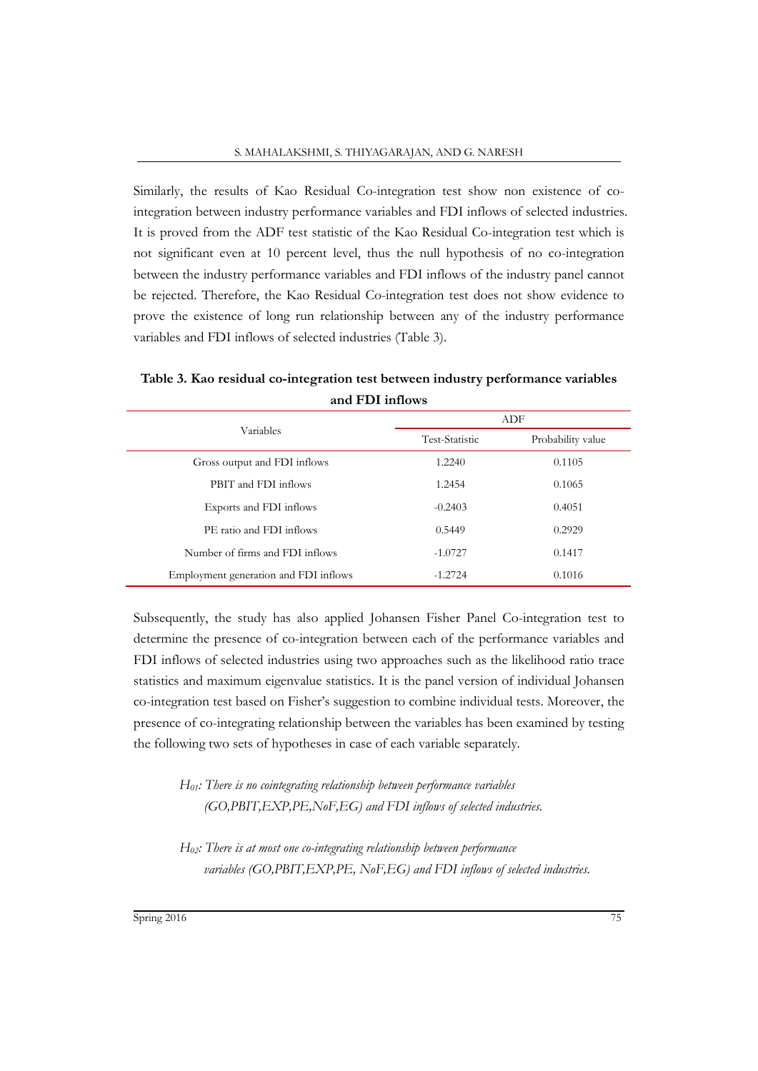Similarly, the results of Kao Residual Co-integration test show non existence of co-integration between industry performance variables and FDI inflows of selected industries. It is proved from the ADF test statistic of the Kao Residual Co-integration test which is not significant even at 10 percent level, thus the null hypothesis of no co-integration between the industry performance variables and FDI inflows of the industry panel cannot be rejected. Therefore, the Kao Residual Co-integration test does not show evidence to prove the existence of long run relationship between any of the industry performance variables and FDI inflows of selected industries (Table 3).

**Table 3. Kao residual co-integration test between industry performance variables and FDI inflows**

| Variables | ADF | |
|---|---|---|
| | Test-Statistic | Probability value |
| Gross output and FDI inflows | 1.2240 | 0.1105 |
| PBIT and FDI inflows | 1.2454 | 0.1065 |
| Exports and FDI inflows | -0.2403 | 0.4051 |
| PE ratio and FDI inflows | 0.5449 | 0.2929 |
| Number of firms and FDI inflows | -1.0727 | 0.1417 |
| Employment generation and FDI inflows | -1.2724 | 0.1016 |

Subsequently, the study has also applied Johansen Fisher Panel Co-integration test to determine the presence of co-integration between each of the performance variables and FDI inflows of selected industries using two approaches such as the likelihood ratio trace statistics and maximum eigenvalue statistics. It is the panel version of individual Johansen co-integration test based on Fisher's suggestion to combine individual tests. Moreover, the presence of co-integrating relationship between the variables has been examined by testing the following two sets of hypotheses in case of each variable separately.

*$H_{01}$: There is no cointegrating relationship between performance variables (GO,PBIT,EXP,PE,NoF,EG) and FDI inflows of selected industries.*

*$H_{02}$: There is at most one co-integrating relationship between performance variables (GO,PBIT,EXP,PE, NoF,EG) and FDI inflows of selected industries.*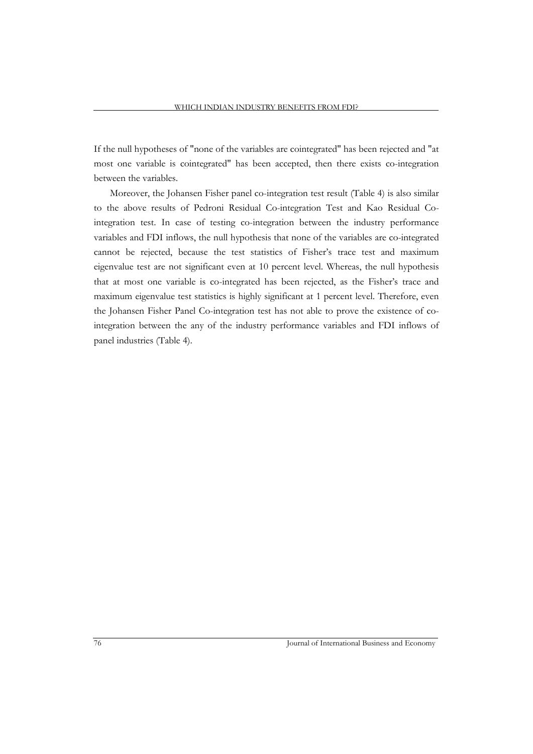If the null hypotheses of "none of the variables are cointegrated" has been rejected and "at most one variable is cointegrated" has been accepted, then there exists co-integration between the variables.

Moreover, the Johansen Fisher panel co-integration test result (Table 4) is also similar to the above results of Pedroni Residual Co-integration Test and Kao Residual Co-integration test. In case of testing co-integration between the industry performance variables and FDI inflows, the null hypothesis that none of the variables are co-integrated cannot be rejected, because the test statistics of Fisher's trace test and maximum eigenvalue test are not significant even at 10 percent level. Whereas, the null hypothesis that at most one variable is co-integrated has been rejected, as the Fisher's trace and maximum eigenvalue test statistics is highly significant at 1 percent level. Therefore, even the Johansen Fisher Panel Co-integration test has not able to prove the existence of co-integration between the any of the industry performance variables and FDI inflows of panel industries (Table 4).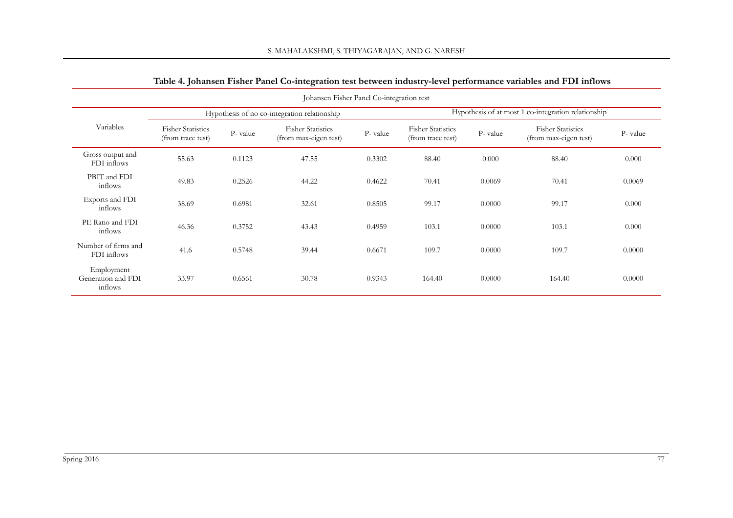**Table 4. Johansen Fisher Panel Co-integration test between industry-level performance variables and FDI inflows**

| Variables | Johansen Fisher Panel Co-integration test | | | | | | | |
|---|---|---|---|---|---|---|---|---|
| | Hypothesis of no co-integration relationship | | | | Hypothesis of at most 1 co-integration relationship | | | |
| | Fisher Statistics (from trace test) | P- value | Fisher Statistics (from max-eigen test) | P- value | Fisher Statistics (from trace test) | P- value | Fisher Statistics (from max-eigen test) | P- value |
| Gross output and FDI inflows | 55.63 | 0.1123 | 47.55 | 0.3302 | 88.40 | 0.000 | 88.40 | 0.000 |
| PBIT and FDI inflows | 49.83 | 0.2526 | 44.22 | 0.4622 | 70.41 | 0.0069 | 70.41 | 0.0069 |
| Exports and FDI inflows | 38.69 | 0.6981 | 32.61 | 0.8505 | 99.17 | 0.0000 | 99.17 | 0.000 |
| PE Ratio and FDI inflows | 46.36 | 0.3752 | 43.43 | 0.4959 | 103.1 | 0.0000 | 103.1 | 0.000 |
| Number of firms and FDI inflows | 41.6 | 0.5748 | 39.44 | 0.6671 | 109.7 | 0.0000 | 109.7 | 0.0000 |
| Employment Generation and FDI inflows | 33.97 | 0.6561 | 30.78 | 0.9343 | 164.40 | 0.0000 | 164.40 | 0.0000 |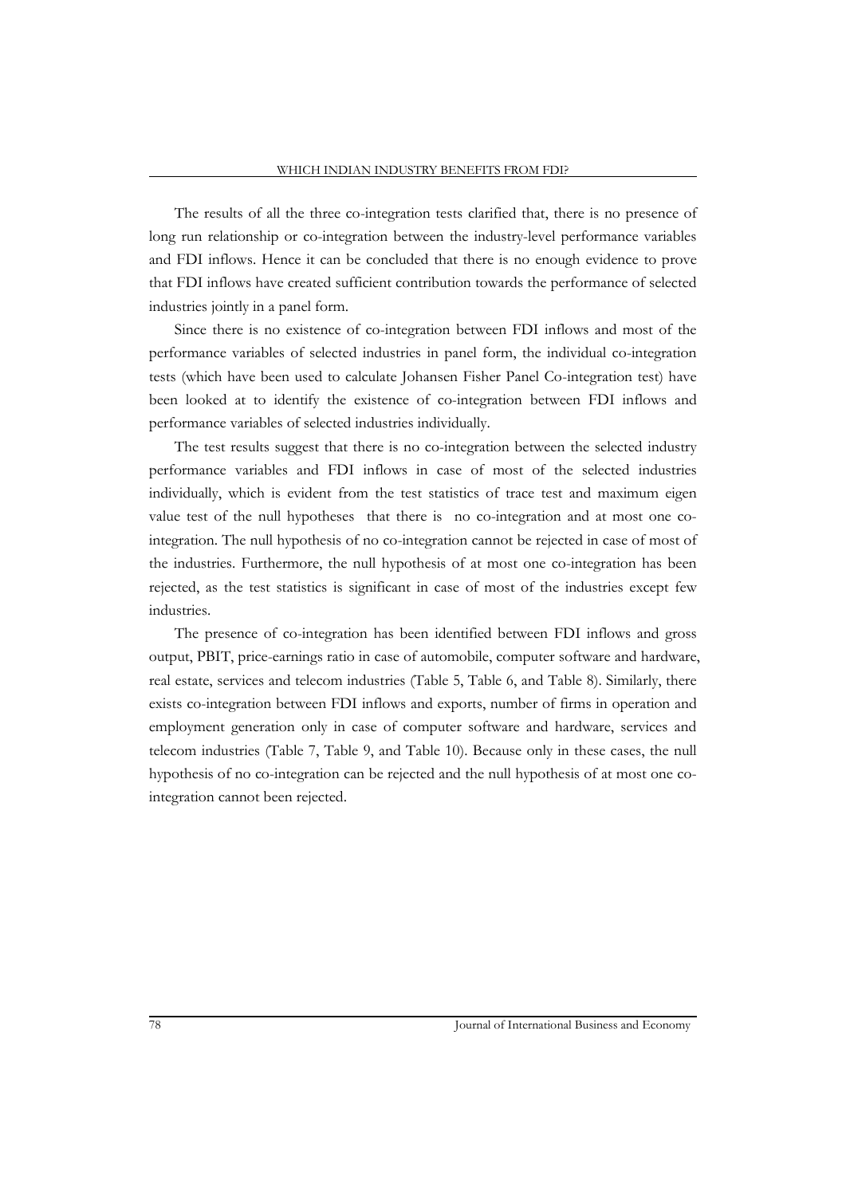The results of all the three co-integration tests clarified that, there is no presence of long run relationship or co-integration between the industry-level performance variables and FDI inflows. Hence it can be concluded that there is no enough evidence to prove that FDI inflows have created sufficient contribution towards the performance of selected industries jointly in a panel form.

Since there is no existence of co-integration between FDI inflows and most of the performance variables of selected industries in panel form, the individual co-integration tests (which have been used to calculate Johansen Fisher Panel Co-integration test) have been looked at to identify the existence of co-integration between FDI inflows and performance variables of selected industries individually.

The test results suggest that there is no co-integration between the selected industry performance variables and FDI inflows in case of most of the selected industries individually, which is evident from the test statistics of trace test and maximum eigen value test of the null hypotheses that there is no co-integration and at most one co-integration. The null hypothesis of no co-integration cannot be rejected in case of most of the industries. Furthermore, the null hypothesis of at most one co-integration has been rejected, as the test statistics is significant in case of most of the industries except few industries.

The presence of co-integration has been identified between FDI inflows and gross output, PBIT, price-earnings ratio in case of automobile, computer software and hardware, real estate, services and telecom industries (Table 5, Table 6, and Table 8). Similarly, there exists co-integration between FDI inflows and exports, number of firms in operation and employment generation only in case of computer software and hardware, services and telecom industries (Table 7, Table 9, and Table 10). Because only in these cases, the null hypothesis of no co-integration can be rejected and the null hypothesis of at most one co-integration cannot been rejected.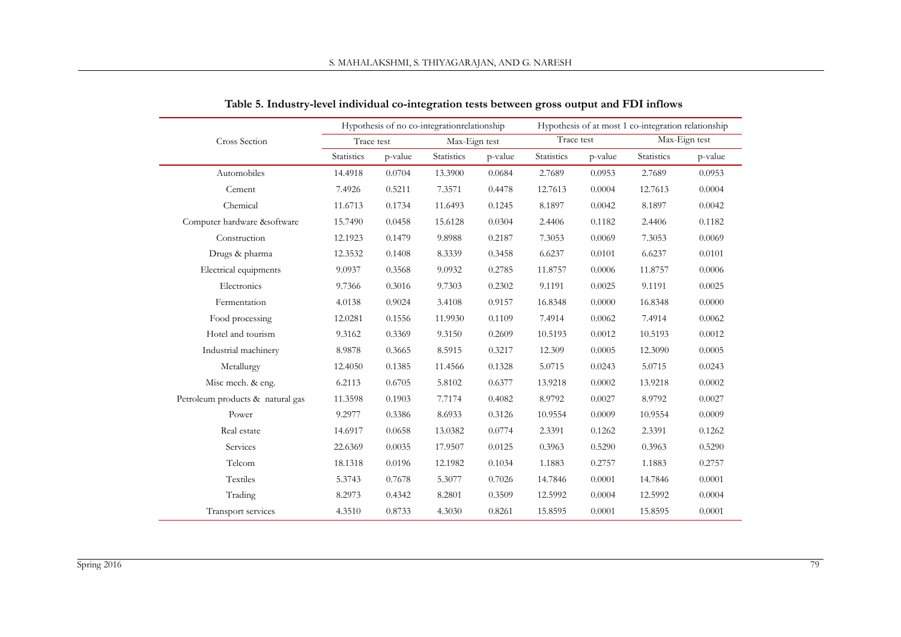**Table 5. Industry-level individual co-integration tests between gross output and FDI inflows**

| Cross Section | Hypothesis of no co-integrationrelationship | | | | Hypothesis of at most 1 co-integration relationship | | | |
|---|---|---|---|---|---|---|---|---|
| | Trace test | | Max-Eign test | | Trace test | | Max-Eign test | |
| | Statistics | p-value | Statistics | p-value | Statistics | p-value | Statistics | p-value |
| Automobiles | 14.4918 | 0.0704 | 13.3900 | 0.0684 | 2.7689 | 0.0953 | 2.7689 | 0.0953 |
| Cement | 7.4926 | 0.5211 | 7.3571 | 0.4478 | 12.7613 | 0.0004 | 12.7613 | 0.0004 |
| Chemical | 11.6713 | 0.1734 | 11.6493 | 0.1245 | 8.1897 | 0.0042 | 8.1897 | 0.0042 |
| Computer hardware &software | 15.7490 | 0.0458 | 15.6128 | 0.0304 | 2.4406 | 0.1182 | 2.4406 | 0.1182 |
| Construction | 12.1923 | 0.1479 | 9.8988 | 0.2187 | 7.3053 | 0.0069 | 7.3053 | 0.0069 |
| Drugs & pharma | 12.3532 | 0.1408 | 8.3339 | 0.3458 | 6.6237 | 0.0101 | 6.6237 | 0.0101 |
| Electrical equipments | 9.0937 | 0.3568 | 9.0932 | 0.2785 | 11.8757 | 0.0006 | 11.8757 | 0.0006 |
| Electronics | 9.7366 | 0.3016 | 9.7303 | 0.2302 | 9.1191 | 0.0025 | 9.1191 | 0.0025 |
| Fermentation | 4.0138 | 0.9024 | 3.4108 | 0.9157 | 16.8348 | 0.0000 | 16.8348 | 0.0000 |
| Food processing | 12.0281 | 0.1556 | 11.9930 | 0.1109 | 7.4914 | 0.0062 | 7.4914 | 0.0062 |
| Hotel and tourism | 9.3162 | 0.3369 | 9.3150 | 0.2609 | 10.5193 | 0.0012 | 10.5193 | 0.0012 |
| Industrial machinery | 8.9878 | 0.3665 | 8.5915 | 0.3217 | 12.309 | 0.0005 | 12.3090 | 0.0005 |
| Metallurgy | 12.4050 | 0.1385 | 11.4566 | 0.1328 | 5.0715 | 0.0243 | 5.0715 | 0.0243 |
| Misc mech. & eng. | 6.2113 | 0.6705 | 5.8102 | 0.6377 | 13.9218 | 0.0002 | 13.9218 | 0.0002 |
| Petroleum products & natural gas | 11.3598 | 0.1903 | 7.7174 | 0.4082 | 8.9792 | 0.0027 | 8.9792 | 0.0027 |
| Power | 9.2977 | 0.3386 | 8.6933 | 0.3126 | 10.9554 | 0.0009 | 10.9554 | 0.0009 |
| Real estate | 14.6917 | 0.0658 | 13.0382 | 0.0774 | 2.3391 | 0.1262 | 2.3391 | 0.1262 |
| Services | 22.6369 | 0.0035 | 17.9507 | 0.0125 | 0.3963 | 0.5290 | 0.3963 | 0.5290 |
| Telcom | 18.1318 | 0.0196 | 12.1982 | 0.1034 | 1.1883 | 0.2757 | 1.1883 | 0.2757 |
| Textiles | 5.3743 | 0.7678 | 5.3077 | 0.7026 | 14.7846 | 0.0001 | 14.7846 | 0.0001 |
| Trading | 8.2973 | 0.4342 | 8.2801 | 0.3509 | 12.5992 | 0.0004 | 12.5992 | 0.0004 |
| Transport services | 4.3510 | 0.8733 | 4.3030 | 0.8261 | 15.8595 | 0.0001 | 15.8595 | 0.0001 |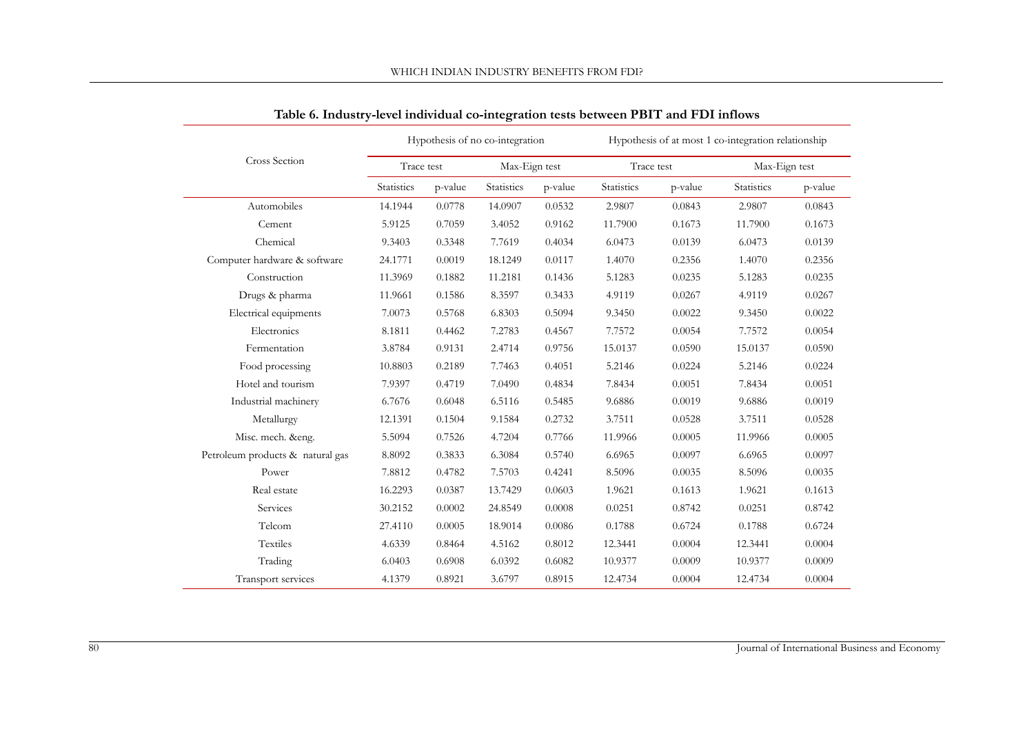**Table 6. Industry-level individual co-integration tests between PBIT and FDI inflows**

| Cross Section | Hypothesis of no co-integration | | | | Hypothesis of at most 1 co-integration relationship | | | |
|---|---|---|---|---|---|---|---|---|
| | Trace test | | Max-Eign test | | Trace test | | Max-Eign test | |
| | Statistics | p-value | Statistics | p-value | Statistics | p-value | Statistics | p-value |
| Automobiles | 14.1944 | 0.0778 | 14.0907 | 0.0532 | 2.9807 | 0.0843 | 2.9807 | 0.0843 |
| Cement | 5.9125 | 0.7059 | 3.4052 | 0.9162 | 11.7900 | 0.1673 | 11.7900 | 0.1673 |
| Chemical | 9.3403 | 0.3348 | 7.7619 | 0.4034 | 6.0473 | 0.0139 | 6.0473 | 0.0139 |
| Computer hardware & software | 24.1771 | 0.0019 | 18.1249 | 0.0117 | 1.4070 | 0.2356 | 1.4070 | 0.2356 |
| Construction | 11.3969 | 0.1882 | 11.2181 | 0.1436 | 5.1283 | 0.0235 | 5.1283 | 0.0235 |
| Drugs & pharma | 11.9661 | 0.1586 | 8.3597 | 0.3433 | 4.9119 | 0.0267 | 4.9119 | 0.0267 |
| Electrical equipments | 7.0073 | 0.5768 | 6.8303 | 0.5094 | 9.3450 | 0.0022 | 9.3450 | 0.0022 |
| Electronics | 8.1811 | 0.4462 | 7.2783 | 0.4567 | 7.7572 | 0.0054 | 7.7572 | 0.0054 |
| Fermentation | 3.8784 | 0.9131 | 2.4714 | 0.9756 | 15.0137 | 0.0590 | 15.0137 | 0.0590 |
| Food processing | 10.8803 | 0.2189 | 7.7463 | 0.4051 | 5.2146 | 0.0224 | 5.2146 | 0.0224 |
| Hotel and tourism | 7.9397 | 0.4719 | 7.0490 | 0.4834 | 7.8434 | 0.0051 | 7.8434 | 0.0051 |
| Industrial machinery | 6.7676 | 0.6048 | 6.5116 | 0.5485 | 9.6886 | 0.0019 | 9.6886 | 0.0019 |
| Metallurgy | 12.1391 | 0.1504 | 9.1584 | 0.2732 | 3.7511 | 0.0528 | 3.7511 | 0.0528 |
| Misc. mech. &eng. | 5.5094 | 0.7526 | 4.7204 | 0.7766 | 11.9966 | 0.0005 | 11.9966 | 0.0005 |
| Petroleum products & natural gas | 8.8092 | 0.3833 | 6.3084 | 0.5740 | 6.6965 | 0.0097 | 6.6965 | 0.0097 |
| Power | 7.8812 | 0.4782 | 7.5703 | 0.4241 | 8.5096 | 0.0035 | 8.5096 | 0.0035 |
| Real estate | 16.2293 | 0.0387 | 13.7429 | 0.0603 | 1.9621 | 0.1613 | 1.9621 | 0.1613 |
| Services | 30.2152 | 0.0002 | 24.8549 | 0.0008 | 0.0251 | 0.8742 | 0.0251 | 0.8742 |
| Telcom | 27.4110 | 0.0005 | 18.9014 | 0.0086 | 0.1788 | 0.6724 | 0.1788 | 0.6724 |
| Textiles | 4.6339 | 0.8464 | 4.5162 | 0.8012 | 12.3441 | 0.0004 | 12.3441 | 0.0004 |
| Trading | 6.0403 | 0.6908 | 6.0392 | 0.6082 | 10.9377 | 0.0009 | 10.9377 | 0.0009 |
| Transport services | 4.1379 | 0.8921 | 3.6797 | 0.8915 | 12.4734 | 0.0004 | 12.4734 | 0.0004 |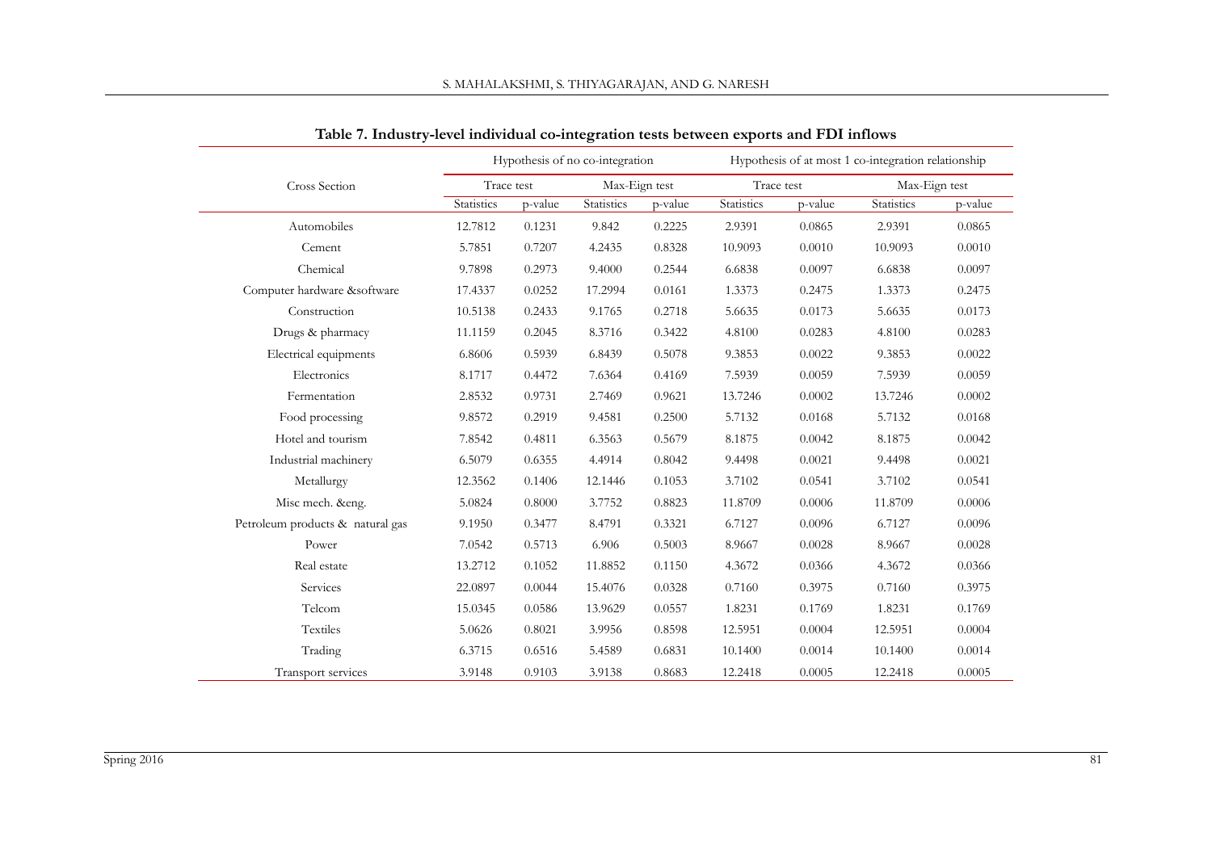**Table 7. Industry-level individual co-integration tests between exports and FDI inflows**

| Cross Section | Hypothesis of no co-integration | | | | Hypothesis of at most 1 co-integration relationship | | | |
|---|---|---|---|---|---|---|---|---|
| | Trace test | | Max-Eign test | | Trace test | | Max-Eign test | |
| | Statistics | p-value | Statistics | p-value | Statistics | p-value | Statistics | p-value |
| Automobiles | 12.7812 | 0.1231 | 9.842 | 0.2225 | 2.9391 | 0.0865 | 2.9391 | 0.0865 |
| Cement | 5.7851 | 0.7207 | 4.2435 | 0.8328 | 10.9093 | 0.0010 | 10.9093 | 0.0010 |
| Chemical | 9.7898 | 0.2973 | 9.4000 | 0.2544 | 6.6838 | 0.0097 | 6.6838 | 0.0097 |
| Computer hardware &software | 17.4337 | 0.0252 | 17.2994 | 0.0161 | 1.3373 | 0.2475 | 1.3373 | 0.2475 |
| Construction | 10.5138 | 0.2433 | 9.1765 | 0.2718 | 5.6635 | 0.0173 | 5.6635 | 0.0173 |
| Drugs & pharmacy | 11.1159 | 0.2045 | 8.3716 | 0.3422 | 4.8100 | 0.0283 | 4.8100 | 0.0283 |
| Electrical equipments | 6.8606 | 0.5939 | 6.8439 | 0.5078 | 9.3853 | 0.0022 | 9.3853 | 0.0022 |
| Electronics | 8.1717 | 0.4472 | 7.6364 | 0.4169 | 7.5939 | 0.0059 | 7.5939 | 0.0059 |
| Fermentation | 2.8532 | 0.9731 | 2.7469 | 0.9621 | 13.7246 | 0.0002 | 13.7246 | 0.0002 |
| Food processing | 9.8572 | 0.2919 | 9.4581 | 0.2500 | 5.7132 | 0.0168 | 5.7132 | 0.0168 |
| Hotel and tourism | 7.8542 | 0.4811 | 6.3563 | 0.5679 | 8.1875 | 0.0042 | 8.1875 | 0.0042 |
| Industrial machinery | 6.5079 | 0.6355 | 4.4914 | 0.8042 | 9.4498 | 0.0021 | 9.4498 | 0.0021 |
| Metallurgy | 12.3562 | 0.1406 | 12.1446 | 0.1053 | 3.7102 | 0.0541 | 3.7102 | 0.0541 |
| Misc mech. &eng. | 5.0824 | 0.8000 | 3.7752 | 0.8823 | 11.8709 | 0.0006 | 11.8709 | 0.0006 |
| Petroleum products & natural gas | 9.1950 | 0.3477 | 8.4791 | 0.3321 | 6.7127 | 0.0096 | 6.7127 | 0.0096 |
| Power | 7.0542 | 0.5713 | 6.906 | 0.5003 | 8.9667 | 0.0028 | 8.9667 | 0.0028 |
| Real estate | 13.2712 | 0.1052 | 11.8852 | 0.1150 | 4.3672 | 0.0366 | 4.3672 | 0.0366 |
| Services | 22.0897 | 0.0044 | 15.4076 | 0.0328 | 0.7160 | 0.3975 | 0.7160 | 0.3975 |
| Telcom | 15.0345 | 0.0586 | 13.9629 | 0.0557 | 1.8231 | 0.1769 | 1.8231 | 0.1769 |
| Textiles | 5.0626 | 0.8021 | 3.9956 | 0.8598 | 12.5951 | 0.0004 | 12.5951 | 0.0004 |
| Trading | 6.3715 | 0.6516 | 5.4589 | 0.6831 | 10.1400 | 0.0014 | 10.1400 | 0.0014 |
| Transport services | 3.9148 | 0.9103 | 3.9138 | 0.8683 | 12.2418 | 0.0005 | 12.2418 | 0.0005 |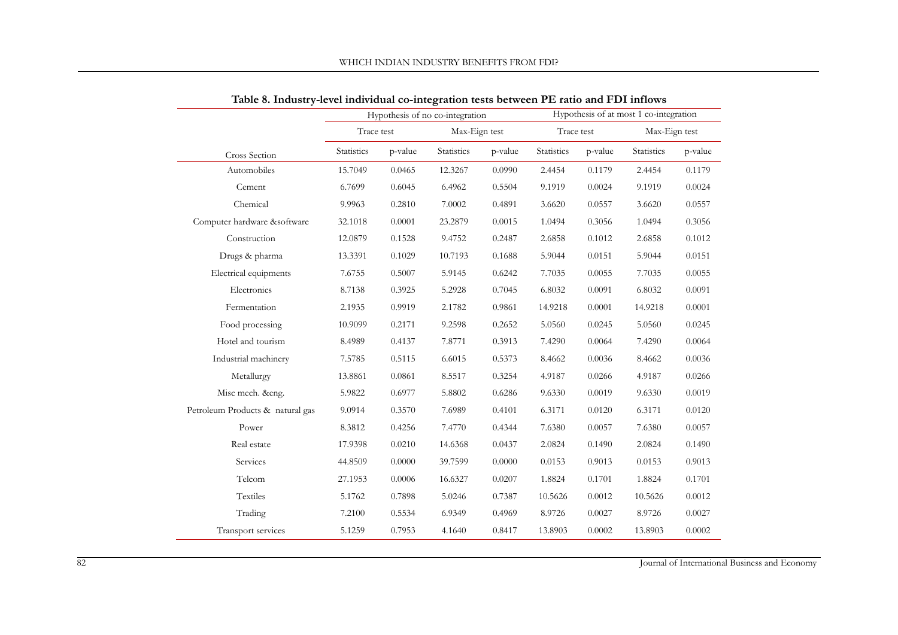**Table 8. Industry-level individual co-integration tests between PE ratio and FDI inflows**

| | Hypothesis of no co-integration | | | | Hypothesis of at most 1 co-integration | | | |
|---|---|---|---|---|---|---|---|---|
| | Trace test | | Max-Eign test | | Trace test | | Max-Eign test | |
| Cross Section | Statistics | p-value | Statistics | p-value | Statistics | p-value | Statistics | p-value |
| Automobiles | 15.7049 | 0.0465 | 12.3267 | 0.0990 | 2.4454 | 0.1179 | 2.4454 | 0.1179 |
| Cement | 6.7699 | 0.6045 | 6.4962 | 0.5504 | 9.1919 | 0.0024 | 9.1919 | 0.0024 |
| Chemical | 9.9963 | 0.2810 | 7.0002 | 0.4891 | 3.6620 | 0.0557 | 3.6620 | 0.0557 |
| Computer hardware &software | 32.1018 | 0.0001 | 23.2879 | 0.0015 | 1.0494 | 0.3056 | 1.0494 | 0.3056 |
| Construction | 12.0879 | 0.1528 | 9.4752 | 0.2487 | 2.6858 | 0.1012 | 2.6858 | 0.1012 |
| Drugs & pharma | 13.3391 | 0.1029 | 10.7193 | 0.1688 | 5.9044 | 0.0151 | 5.9044 | 0.0151 |
| Electrical equipments | 7.6755 | 0.5007 | 5.9145 | 0.6242 | 7.7035 | 0.0055 | 7.7035 | 0.0055 |
| Electronics | 8.7138 | 0.3925 | 5.2928 | 0.7045 | 6.8032 | 0.0091 | 6.8032 | 0.0091 |
| Fermentation | 2.1935 | 0.9919 | 2.1782 | 0.9861 | 14.9218 | 0.0001 | 14.9218 | 0.0001 |
| Food processing | 10.9099 | 0.2171 | 9.2598 | 0.2652 | 5.0560 | 0.0245 | 5.0560 | 0.0245 |
| Hotel and tourism | 8.4989 | 0.4137 | 7.8771 | 0.3913 | 7.4290 | 0.0064 | 7.4290 | 0.0064 |
| Industrial machinery | 7.5785 | 0.5115 | 6.6015 | 0.5373 | 8.4662 | 0.0036 | 8.4662 | 0.0036 |
| Metallurgy | 13.8861 | 0.0861 | 8.5517 | 0.3254 | 4.9187 | 0.0266 | 4.9187 | 0.0266 |
| Misc mech. &eng. | 5.9822 | 0.6977 | 5.8802 | 0.6286 | 9.6330 | 0.0019 | 9.6330 | 0.0019 |
| Petroleum Products & natural gas | 9.0914 | 0.3570 | 7.6989 | 0.4101 | 6.3171 | 0.0120 | 6.3171 | 0.0120 |
| Power | 8.3812 | 0.4256 | 7.4770 | 0.4344 | 7.6380 | 0.0057 | 7.6380 | 0.0057 |
| Real estate | 17.9398 | 0.0210 | 14.6368 | 0.0437 | 2.0824 | 0.1490 | 2.0824 | 0.1490 |
| Services | 44.8509 | 0.0000 | 39.7599 | 0.0000 | 0.0153 | 0.9013 | 0.0153 | 0.9013 |
| Telcom | 27.1953 | 0.0006 | 16.6327 | 0.0207 | 1.8824 | 0.1701 | 1.8824 | 0.1701 |
| Textiles | 5.1762 | 0.7898 | 5.0246 | 0.7387 | 10.5626 | 0.0012 | 10.5626 | 0.0012 |
| Trading | 7.2100 | 0.5534 | 6.9349 | 0.4969 | 8.9726 | 0.0027 | 8.9726 | 0.0027 |
| Transport services | 5.1259 | 0.7953 | 4.1640 | 0.8417 | 13.8903 | 0.0002 | 13.8903 | 0.0002 |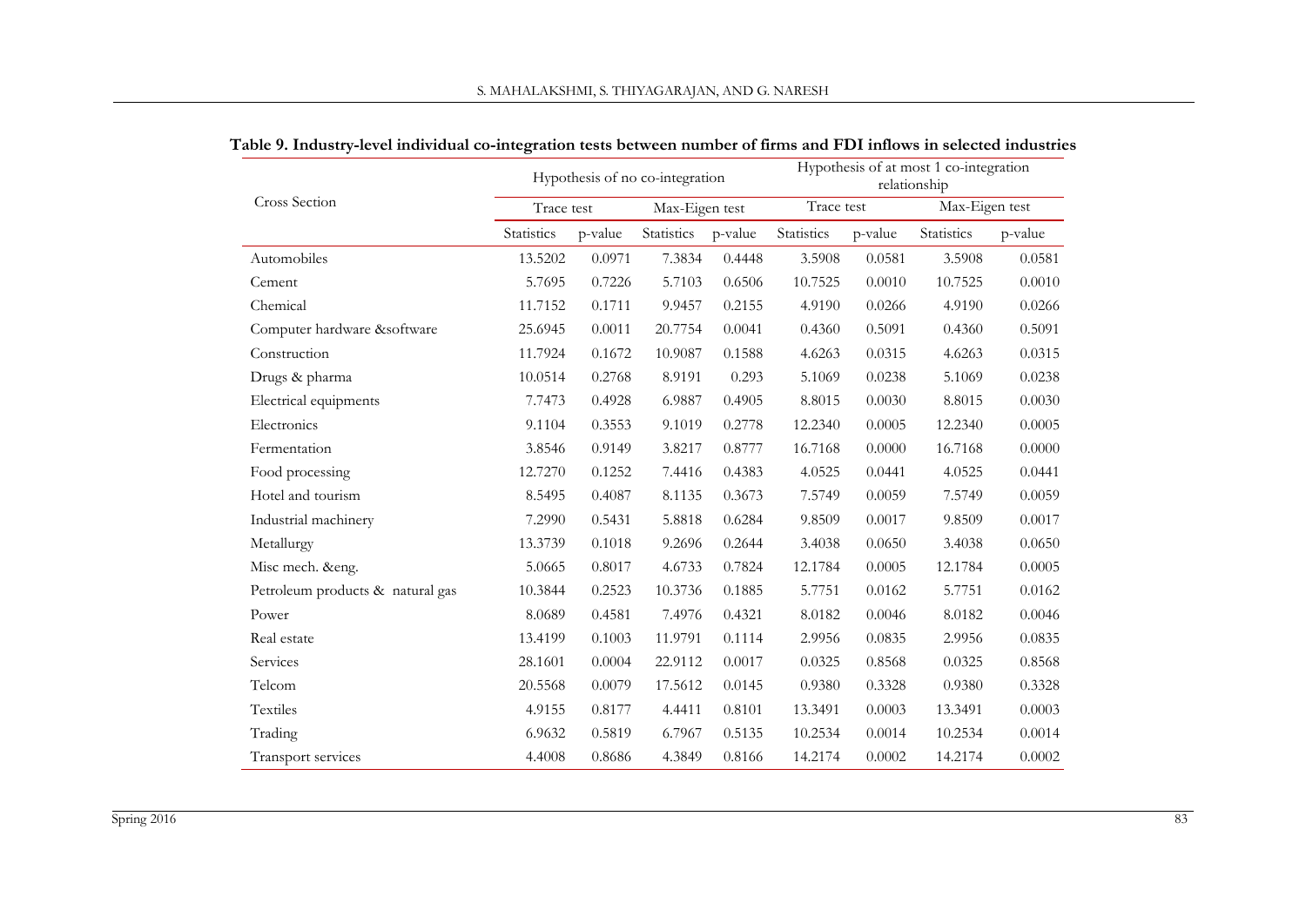**Table 9. Industry-level individual co-integration tests between number of firms and FDI inflows in selected industries**

| Cross Section | Hypothesis of no co-integration | | | | Hypothesis of at most 1 co-integration relationship | | | |
|---|---|---|---|---|---|---|---|---|
| | Trace test | | Max-Eigen test | | Trace test | | Max-Eigen test | |
| | Statistics | p-value | Statistics | p-value | Statistics | p-value | Statistics | p-value |
| Automobiles | 13.5202 | 0.0971 | 7.3834 | 0.4448 | 3.5908 | 0.0581 | 3.5908 | 0.0581 |
| Cement | 5.7695 | 0.7226 | 5.7103 | 0.6506 | 10.7525 | 0.0010 | 10.7525 | 0.0010 |
| Chemical | 11.7152 | 0.1711 | 9.9457 | 0.2155 | 4.9190 | 0.0266 | 4.9190 | 0.0266 |
| Computer hardware &software | 25.6945 | 0.0011 | 20.7754 | 0.0041 | 0.4360 | 0.5091 | 0.4360 | 0.5091 |
| Construction | 11.7924 | 0.1672 | 10.9087 | 0.1588 | 4.6263 | 0.0315 | 4.6263 | 0.0315 |
| Drugs & pharma | 10.0514 | 0.2768 | 8.9191 | 0.293 | 5.1069 | 0.0238 | 5.1069 | 0.0238 |
| Electrical equipments | 7.7473 | 0.4928 | 6.9887 | 0.4905 | 8.8015 | 0.0030 | 8.8015 | 0.0030 |
| Electronics | 9.1104 | 0.3553 | 9.1019 | 0.2778 | 12.2340 | 0.0005 | 12.2340 | 0.0005 |
| Fermentation | 3.8546 | 0.9149 | 3.8217 | 0.8777 | 16.7168 | 0.0000 | 16.7168 | 0.0000 |
| Food processing | 12.7270 | 0.1252 | 7.4416 | 0.4383 | 4.0525 | 0.0441 | 4.0525 | 0.0441 |
| Hotel and tourism | 8.5495 | 0.4087 | 8.1135 | 0.3673 | 7.5749 | 0.0059 | 7.5749 | 0.0059 |
| Industrial machinery | 7.2990 | 0.5431 | 5.8818 | 0.6284 | 9.8509 | 0.0017 | 9.8509 | 0.0017 |
| Metallurgy | 13.3739 | 0.1018 | 9.2696 | 0.2644 | 3.4038 | 0.0650 | 3.4038 | 0.0650 |
| Misc mech. &eng. | 5.0665 | 0.8017 | 4.6733 | 0.7824 | 12.1784 | 0.0005 | 12.1784 | 0.0005 |
| Petroleum products & natural gas | 10.3844 | 0.2523 | 10.3736 | 0.1885 | 5.7751 | 0.0162 | 5.7751 | 0.0162 |
| Power | 8.0689 | 0.4581 | 7.4976 | 0.4321 | 8.0182 | 0.0046 | 8.0182 | 0.0046 |
| Real estate | 13.4199 | 0.1003 | 11.9791 | 0.1114 | 2.9956 | 0.0835 | 2.9956 | 0.0835 |
| Services | 28.1601 | 0.0004 | 22.9112 | 0.0017 | 0.0325 | 0.8568 | 0.0325 | 0.8568 |
| Telcom | 20.5568 | 0.0079 | 17.5612 | 0.0145 | 0.9380 | 0.3328 | 0.9380 | 0.3328 |
| Textiles | 4.9155 | 0.8177 | 4.4411 | 0.8101 | 13.3491 | 0.0003 | 13.3491 | 0.0003 |
| Trading | 6.9632 | 0.5819 | 6.7967 | 0.5135 | 10.2534 | 0.0014 | 10.2534 | 0.0014 |
| Transport services | 4.4008 | 0.8686 | 4.3849 | 0.8166 | 14.2174 | 0.0002 | 14.2174 | 0.0002 |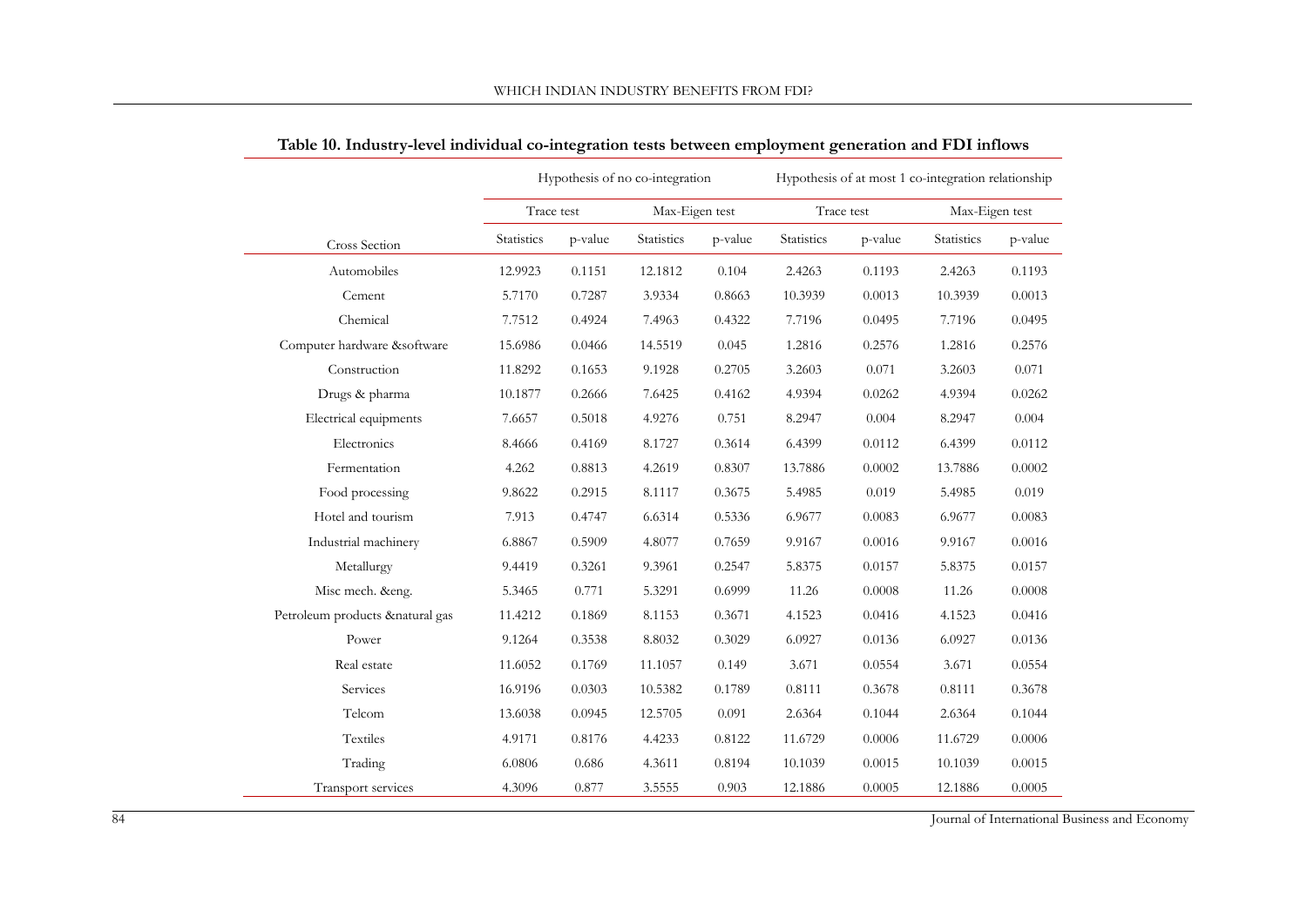**Table 10. Industry-level individual co-integration tests between employment generation and FDI inflows**

| | Hypothesis of no co-integration | | | | Hypothesis of at most 1 co-integration relationship | | | |
|---|---|---|---|---|---|---|---|---|
| | Trace test | | Max-Eigen test | | Trace test | | Max-Eigen test | |
| Cross Section | Statistics | p-value | Statistics | p-value | Statistics | p-value | Statistics | p-value |
| Automobiles | 12.9923 | 0.1151 | 12.1812 | 0.104 | 2.4263 | 0.1193 | 2.4263 | 0.1193 |
| Cement | 5.7170 | 0.7287 | 3.9334 | 0.8663 | 10.3939 | 0.0013 | 10.3939 | 0.0013 |
| Chemical | 7.7512 | 0.4924 | 7.4963 | 0.4322 | 7.7196 | 0.0495 | 7.7196 | 0.0495 |
| Computer hardware &software | 15.6986 | 0.0466 | 14.5519 | 0.045 | 1.2816 | 0.2576 | 1.2816 | 0.2576 |
| Construction | 11.8292 | 0.1653 | 9.1928 | 0.2705 | 3.2603 | 0.071 | 3.2603 | 0.071 |
| Drugs & pharma | 10.1877 | 0.2666 | 7.6425 | 0.4162 | 4.9394 | 0.0262 | 4.9394 | 0.0262 |
| Electrical equipments | 7.6657 | 0.5018 | 4.9276 | 0.751 | 8.2947 | 0.004 | 8.2947 | 0.004 |
| Electronics | 8.4666 | 0.4169 | 8.1727 | 0.3614 | 6.4399 | 0.0112 | 6.4399 | 0.0112 |
| Fermentation | 4.262 | 0.8813 | 4.2619 | 0.8307 | 13.7886 | 0.0002 | 13.7886 | 0.0002 |
| Food processing | 9.8622 | 0.2915 | 8.1117 | 0.3675 | 5.4985 | 0.019 | 5.4985 | 0.019 |
| Hotel and tourism | 7.913 | 0.4747 | 6.6314 | 0.5336 | 6.9677 | 0.0083 | 6.9677 | 0.0083 |
| Industrial machinery | 6.8867 | 0.5909 | 4.8077 | 0.7659 | 9.9167 | 0.0016 | 9.9167 | 0.0016 |
| Metallurgy | 9.4419 | 0.3261 | 9.3961 | 0.2547 | 5.8375 | 0.0157 | 5.8375 | 0.0157 |
| Misc mech. &eng. | 5.3465 | 0.771 | 5.3291 | 0.6999 | 11.26 | 0.0008 | 11.26 | 0.0008 |
| Petroleum products &natural gas | 11.4212 | 0.1869 | 8.1153 | 0.3671 | 4.1523 | 0.0416 | 4.1523 | 0.0416 |
| Power | 9.1264 | 0.3538 | 8.8032 | 0.3029 | 6.0927 | 0.0136 | 6.0927 | 0.0136 |
| Real estate | 11.6052 | 0.1769 | 11.1057 | 0.149 | 3.671 | 0.0554 | 3.671 | 0.0554 |
| Services | 16.9196 | 0.0303 | 10.5382 | 0.1789 | 0.8111 | 0.3678 | 0.8111 | 0.3678 |
| Telcom | 13.6038 | 0.0945 | 12.5705 | 0.091 | 2.6364 | 0.1044 | 2.6364 | 0.1044 |
| Textiles | 4.9171 | 0.8176 | 4.4233 | 0.8122 | 11.6729 | 0.0006 | 11.6729 | 0.0006 |
| Trading | 6.0806 | 0.686 | 4.3611 | 0.8194 | 10.1039 | 0.0015 | 10.1039 | 0.0015 |
| Transport services | 4.3096 | 0.877 | 3.5555 | 0.903 | 12.1886 | 0.0005 | 12.1886 | 0.0005 |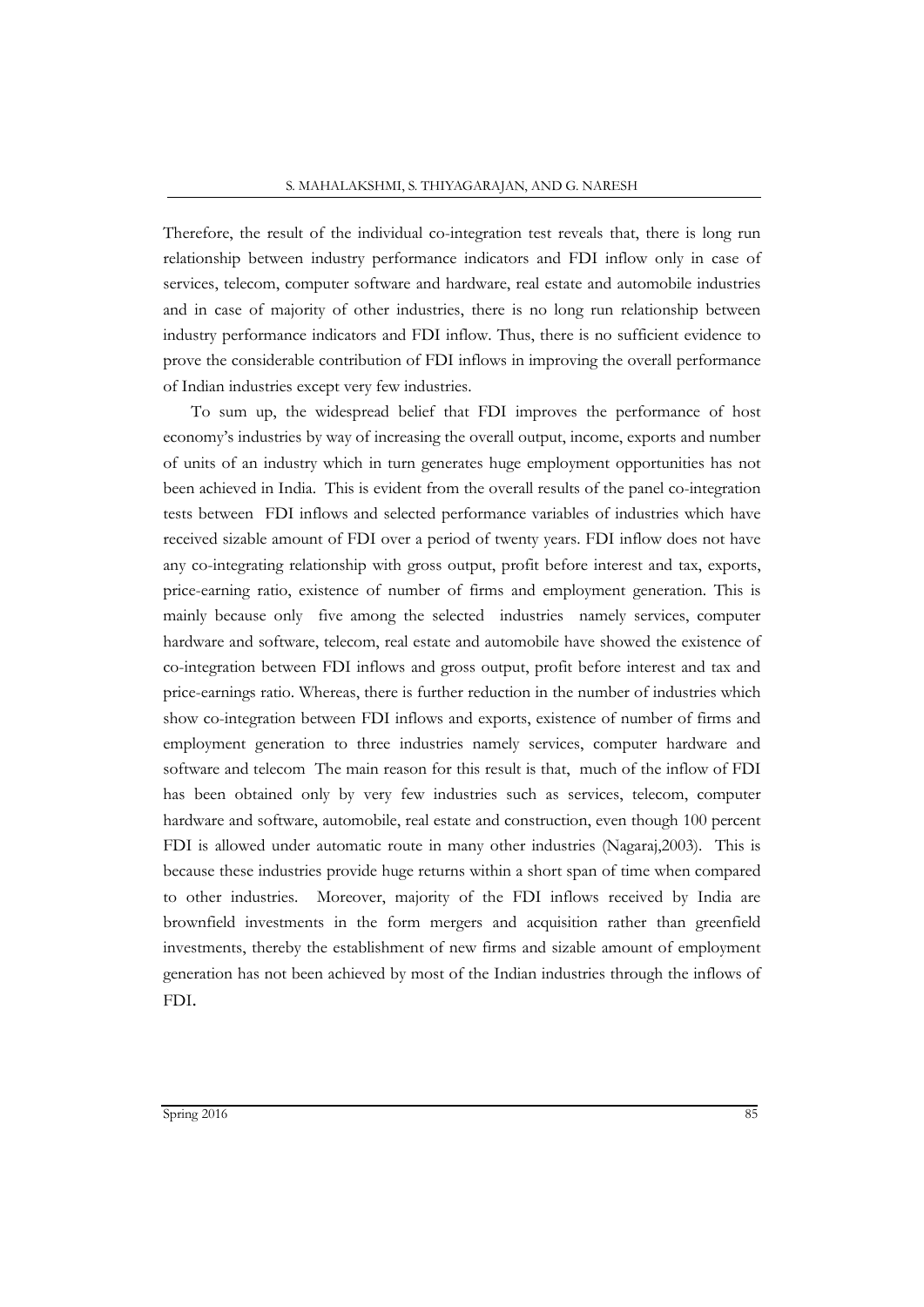Therefore, the result of the individual co-integration test reveals that, there is long run relationship between industry performance indicators and FDI inflow only in case of services, telecom, computer software and hardware, real estate and automobile industries and in case of majority of other industries, there is no long run relationship between industry performance indicators and FDI inflow. Thus, there is no sufficient evidence to prove the considerable contribution of FDI inflows in improving the overall performance of Indian industries except very few industries.

To sum up, the widespread belief that FDI improves the performance of host economy's industries by way of increasing the overall output, income, exports and number of units of an industry which in turn generates huge employment opportunities has not been achieved in India. This is evident from the overall results of the panel co-integration tests between FDI inflows and selected performance variables of industries which have received sizable amount of FDI over a period of twenty years. FDI inflow does not have any co-integrating relationship with gross output, profit before interest and tax, exports, price-earning ratio, existence of number of firms and employment generation. This is mainly because only five among the selected industries namely services, computer hardware and software, telecom, real estate and automobile have showed the existence of co-integration between FDI inflows and gross output, profit before interest and tax and price-earnings ratio. Whereas, there is further reduction in the number of industries which show co-integration between FDI inflows and exports, existence of number of firms and employment generation to three industries namely services, computer hardware and software and telecom The main reason for this result is that, much of the inflow of FDI has been obtained only by very few industries such as services, telecom, computer hardware and software, automobile, real estate and construction, even though 100 percent FDI is allowed under automatic route in many other industries (Nagaraj,2003). This is because these industries provide huge returns within a short span of time when compared to other industries. Moreover, majority of the FDI inflows received by India are brownfield investments in the form mergers and acquisition rather than greenfield investments, thereby the establishment of new firms and sizable amount of employment generation has not been achieved by most of the Indian industries through the inflows of FDI.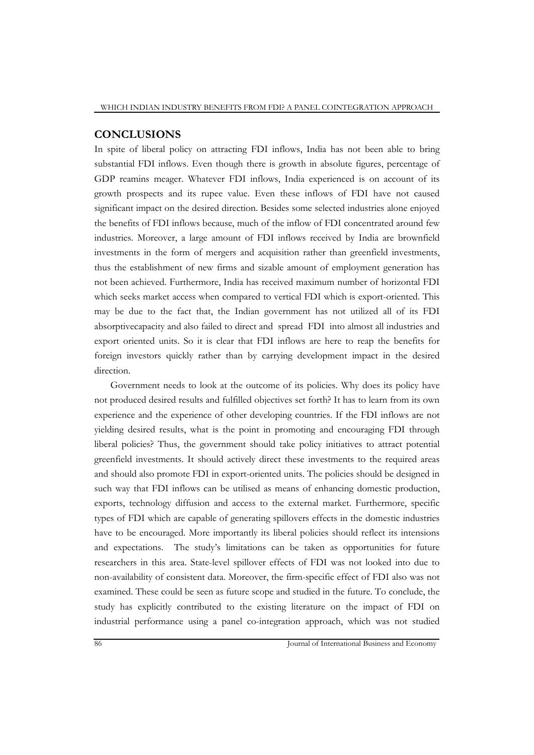## CONCLUSIONS

In spite of liberal policy on attracting FDI inflows, India has not been able to bring substantial FDI inflows. Even though there is growth in absolute figures, percentage of GDP reamins meager. Whatever FDI inflows, India experienced is on account of its growth prospects and its rupee value. Even these inflows of FDI have not caused significant impact on the desired direction. Besides some selected industries alone enjoyed the benefits of FDI inflows because, much of the inflow of FDI concentrated around few industries. Moreover, a large amount of FDI inflows received by India are brownfield investments in the form of mergers and acquisition rather than greenfield investments, thus the establishment of new firms and sizable amount of employment generation has not been achieved. Furthermore, India has received maximum number of horizontal FDI which seeks market access when compared to vertical FDI which is export-oriented. This may be due to the fact that, the Indian government has not utilized all of its FDI absorptivecapacity and also failed to direct and spread FDI into almost all industries and export oriented units. So it is clear that FDI inflows are here to reap the benefits for foreign investors quickly rather than by carrying development impact in the desired direction.

Government needs to look at the outcome of its policies. Why does its policy have not produced desired results and fulfilled objectives set forth? It has to learn from its own experience and the experience of other developing countries. If the FDI inflows are not yielding desired results, what is the point in promoting and encouraging FDI through liberal policies? Thus, the government should take policy initiatives to attract potential greenfield investments. It should actively direct these investments to the required areas and should also promote FDI in export-oriented units. The policies should be designed in such way that FDI inflows can be utilised as means of enhancing domestic production, exports, technology diffusion and access to the external market. Furthermore, specific types of FDI which are capable of generating spillovers effects in the domestic industries have to be encouraged. More importantly its liberal policies should reflect its intensions and expectations. The study's limitations can be taken as opportunities for future researchers in this area. State-level spillover effects of FDI was not looked into due to non-availability of consistent data. Moreover, the firm-specific effect of FDI also was not examined. These could be seen as future scope and studied in the future. To conclude, the study has explicitly contributed to the existing literature on the impact of FDI on industrial performance using a panel co-integration approach, which was not studied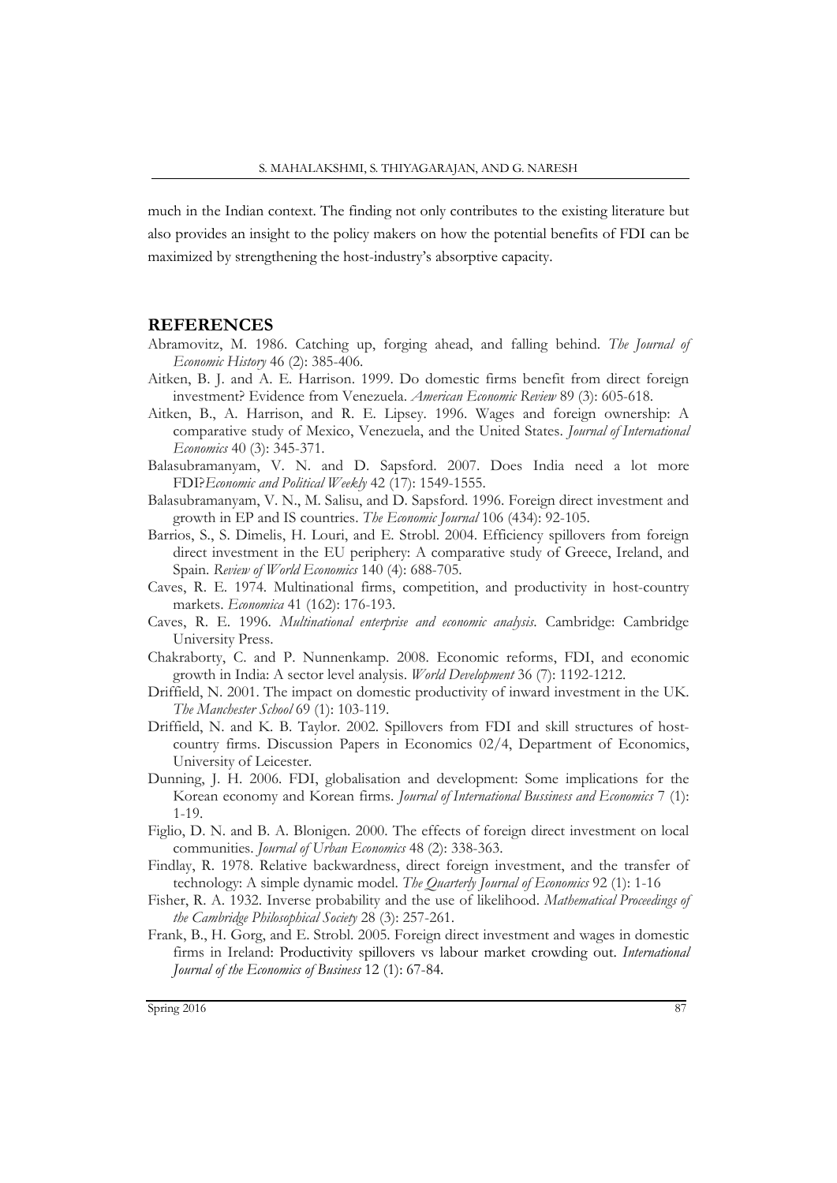much in the Indian context. The finding not only contributes to the existing literature but also provides an insight to the policy makers on how the potential benefits of FDI can be maximized by strengthening the host-industry's absorptive capacity.

## REFERENCES

Abramovitz, M. 1986. Catching up, forging ahead, and falling behind. *The Journal of Economic History* 46 (2): 385-406.

Aitken, B. J. and A. E. Harrison. 1999. Do domestic firms benefit from direct foreign investment? Evidence from Venezuela. *American Economic Review* 89 (3): 605-618.

Aitken, B., A. Harrison, and R. E. Lipsey. 1996. Wages and foreign ownership: A comparative study of Mexico, Venezuela, and the United States. *Journal of International Economics* 40 (3): 345-371.

Balasubramanyam, V. N. and D. Sapsford. 2007. Does India need a lot more FDI?*Economic and Political Weekly* 42 (17): 1549-1555.

Balasubramanyam, V. N., M. Salisu, and D. Sapsford. 1996. Foreign direct investment and growth in EP and IS countries. *The Economic Journal* 106 (434): 92-105.

Barrios, S., S. Dimelis, H. Louri, and E. Strobl. 2004. Efficiency spillovers from foreign direct investment in the EU periphery: A comparative study of Greece, Ireland, and Spain. *Review of World Economics* 140 (4): 688-705.

Caves, R. E. 1974. Multinational firms, competition, and productivity in host-country markets. *Economica* 41 (162): 176-193.

Caves, R. E. 1996. *Multinational enterprise and economic analysis*. Cambridge: Cambridge University Press.

Chakraborty, C. and P. Nunnenkamp. 2008. Economic reforms, FDI, and economic growth in India: A sector level analysis. *World Development* 36 (7): 1192-1212.

Driffield, N. 2001. The impact on domestic productivity of inward investment in the UK. *The Manchester School* 69 (1): 103-119.

Driffield, N. and K. B. Taylor. 2002. Spillovers from FDI and skill structures of host-country firms. Discussion Papers in Economics 02/4, Department of Economics, University of Leicester.

Dunning, J. H. 2006. FDI, globalisation and development: Some implications for the Korean economy and Korean firms. *Journal of International Bussiness and Economics* 7 (1): 1-19.

Figlio, D. N. and B. A. Blonigen. 2000. The effects of foreign direct investment on local communities. *Journal of Urban Economics* 48 (2): 338-363.

Findlay, R. 1978. Relative backwardness, direct foreign investment, and the transfer of technology: A simple dynamic model. *The Quarterly Journal of Economics* 92 (1): 1-16

Fisher, R. A. 1932. Inverse probability and the use of likelihood. *Mathematical Proceedings of the Cambridge Philosophical Society* 28 (3): 257-261.

Frank, B., H. Gorg, and E. Strobl. 2005. Foreign direct investment and wages in domestic firms in Ireland: Productivity spillovers vs labour market crowding out. *International Journal of the Economics of Business* 12 (1): 67-84.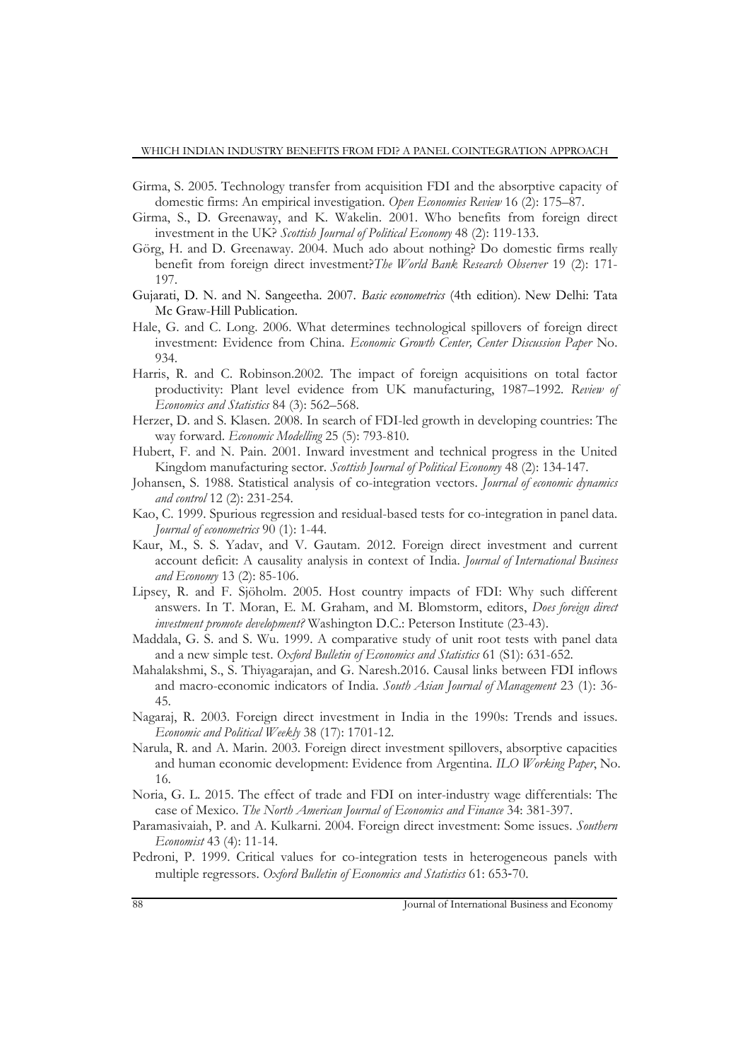Girma, S. 2005. Technology transfer from acquisition FDI and the absorptive capacity of domestic firms: An empirical investigation. *Open Economies Review* 16 (2): 175–87.

Girma, S., D. Greenaway, and K. Wakelin. 2001. Who benefits from foreign direct investment in the UK? *Scottish Journal of Political Economy* 48 (2): 119-133.

Görg, H. and D. Greenaway. 2004. Much ado about nothing? Do domestic firms really benefit from foreign direct investment?*The World Bank Research Observer* 19 (2): 171-197.

Gujarati, D. N. and N. Sangeetha. 2007. *Basic econometrics* (4th edition). New Delhi: Tata Mc Graw-Hill Publication.

Hale, G. and C. Long. 2006. What determines technological spillovers of foreign direct investment: Evidence from China. *Economic Growth Center, Center Discussion Paper* No. 934.

Harris, R. and C. Robinson.2002. The impact of foreign acquisitions on total factor productivity: Plant level evidence from UK manufacturing, 1987–1992. *Review of Economics and Statistics* 84 (3): 562–568.

Herzer, D. and S. Klasen. 2008. In search of FDI-led growth in developing countries: The way forward. *Economic Modelling* 25 (5): 793-810.

Hubert, F. and N. Pain. 2001. Inward investment and technical progress in the United Kingdom manufacturing sector. *Scottish Journal of Political Economy* 48 (2): 134-147.

Johansen, S. 1988. Statistical analysis of co-integration vectors. *Journal of economic dynamics and control* 12 (2): 231-254.

Kao, C. 1999. Spurious regression and residual-based tests for co-integration in panel data. *Journal of econometrics* 90 (1): 1-44.

Kaur, M., S. S. Yadav, and V. Gautam. 2012. Foreign direct investment and current account deficit: A causality analysis in context of India. *Journal of International Business and Economy* 13 (2): 85-106.

Lipsey, R. and F. Sjöholm. 2005. Host country impacts of FDI: Why such different answers. In T. Moran, E. M. Graham, and M. Blomstorm, editors, *Does foreign direct investment promote development?* Washington D.C.: Peterson Institute (23-43).

Maddala, G. S. and S. Wu. 1999. A comparative study of unit root tests with panel data and a new simple test. *Oxford Bulletin of Economics and Statistics* 61 (S1): 631-652.

Mahalakshmi, S., S. Thiyagarajan, and G. Naresh.2016. Causal links between FDI inflows and macro-economic indicators of India. *South Asian Journal of Management* 23 (1): 36-45.

Nagaraj, R. 2003. Foreign direct investment in India in the 1990s: Trends and issues. *Economic and Political Weekly* 38 (17): 1701-12.

Narula, R. and A. Marin. 2003. Foreign direct investment spillovers, absorptive capacities and human economic development: Evidence from Argentina. *ILO Working Paper*, No. 16.

Noria, G. L. 2015. The effect of trade and FDI on inter-industry wage differentials: The case of Mexico. *The North American Journal of Economics and Finance* 34: 381-397.

Paramasivaiah, P. and A. Kulkarni. 2004. Foreign direct investment: Some issues. *Southern Economist* 43 (4): 11-14.

Pedroni, P. 1999. Critical values for co-integration tests in heterogeneous panels with multiple regressors. *Oxford Bulletin of Economics and Statistics* 61: 653-70.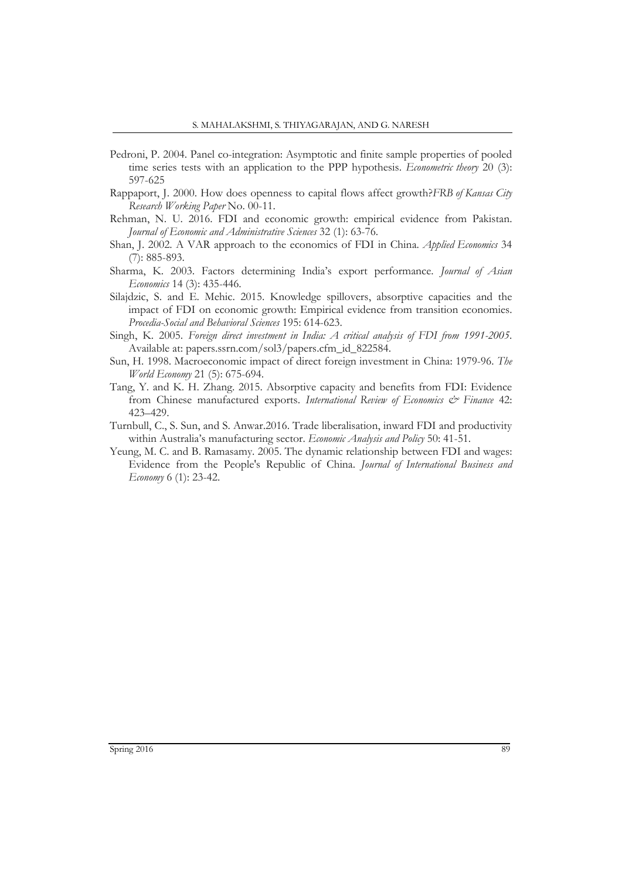Pedroni, P. 2004. Panel co-integration: Asymptotic and finite sample properties of pooled time series tests with an application to the PPP hypothesis. *Econometric theory* 20 (3): 597-625

Rappaport, J. 2000. How does openness to capital flows affect growth?*FRB of Kansas City Research Working Paper* No. 00-11.

Rehman, N. U. 2016. FDI and economic growth: empirical evidence from Pakistan. *Journal of Economic and Administrative Sciences* 32 (1): 63-76.

Shan, J. 2002. A VAR approach to the economics of FDI in China. *Applied Economics* 34 (7): 885-893.

Sharma, K. 2003. Factors determining India's export performance. *Journal of Asian Economics* 14 (3): 435-446.

Silajdzic, S. and E. Mehic. 2015. Knowledge spillovers, absorptive capacities and the impact of FDI on economic growth: Empirical evidence from transition economies. *Procedia-Social and Behavioral Sciences* 195: 614-623.

Singh, K. 2005. *Foreign direct investment in India: A critical analysis of FDI from 1991-2005*. Available at: papers.ssrn.com/sol3/papers.cfm_id_822584.

Sun, H. 1998. Macroeconomic impact of direct foreign investment in China: 1979-96. *The World Economy* 21 (5): 675-694.

Tang, Y. and K. H. Zhang. 2015. Absorptive capacity and benefits from FDI: Evidence from Chinese manufactured exports. *International Review of Economics & Finance* 42: 423–429.

Turnbull, C., S. Sun, and S. Anwar.2016. Trade liberalisation, inward FDI and productivity within Australia's manufacturing sector. *Economic Analysis and Policy* 50: 41-51.

Yeung, M. C. and B. Ramasamy. 2005. The dynamic relationship between FDI and wages: Evidence from the People's Republic of China. *Journal of International Business and Economy* 6 (1): 23-42.